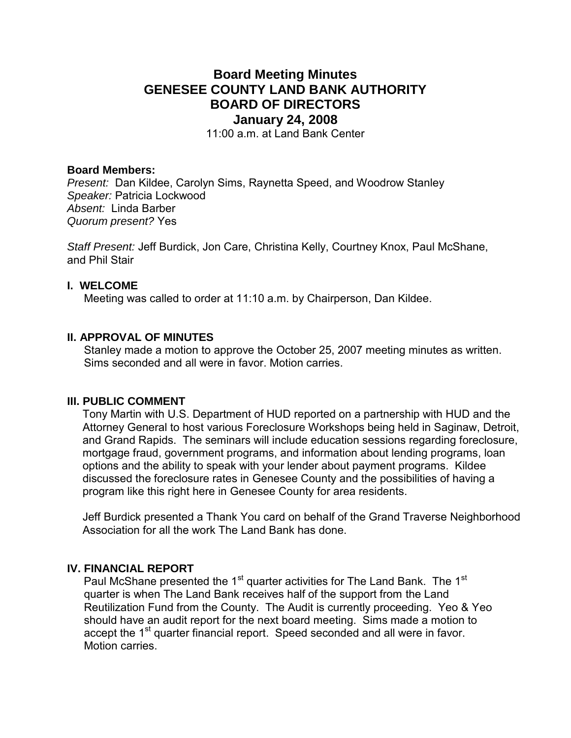# Board Meeting Minutes
# GENESEE COUNTY LAND BANK AUTHORITY
# BOARD OF DIRECTORS
## January 24, 2008

11:00 a.m. at Land Bank Center

**Board Members:**

*Present:* Dan Kildee, Carolyn Sims, Raynetta Speed, and Woodrow Stanley
*Speaker:* Patricia Lockwood
*Absent:* Linda Barber
*Quorum present?* Yes

*Staff Present:* Jeff Burdick, Jon Care, Christina Kelly, Courtney Knox, Paul McShane, and Phil Stair

### I. WELCOME

Meeting was called to order at 11:10 a.m. by Chairperson, Dan Kildee.

### II. APPROVAL OF MINUTES

Stanley made a motion to approve the October 25, 2007 meeting minutes as written. Sims seconded and all were in favor. Motion carries.

### III. PUBLIC COMMENT

Tony Martin with U.S. Department of HUD reported on a partnership with HUD and the Attorney General to host various Foreclosure Workshops being held in Saginaw, Detroit, and Grand Rapids. The seminars will include education sessions regarding foreclosure, mortgage fraud, government programs, and information about lending programs, loan options and the ability to speak with your lender about payment programs. Kildee discussed the foreclosure rates in Genesee County and the possibilities of having a program like this right here in Genesee County for area residents.

Jeff Burdick presented a Thank You card on behalf of the Grand Traverse Neighborhood Association for all the work The Land Bank has done.

### IV. FINANCIAL REPORT

Paul McShane presented the 1st quarter activities for The Land Bank. The 1st quarter is when The Land Bank receives half of the support from the Land Reutilization Fund from the County. The Audit is currently proceeding. Yeo & Yeo should have an audit report for the next board meeting. Sims made a motion to accept the 1st quarter financial report. Speed seconded and all were in favor. Motion carries.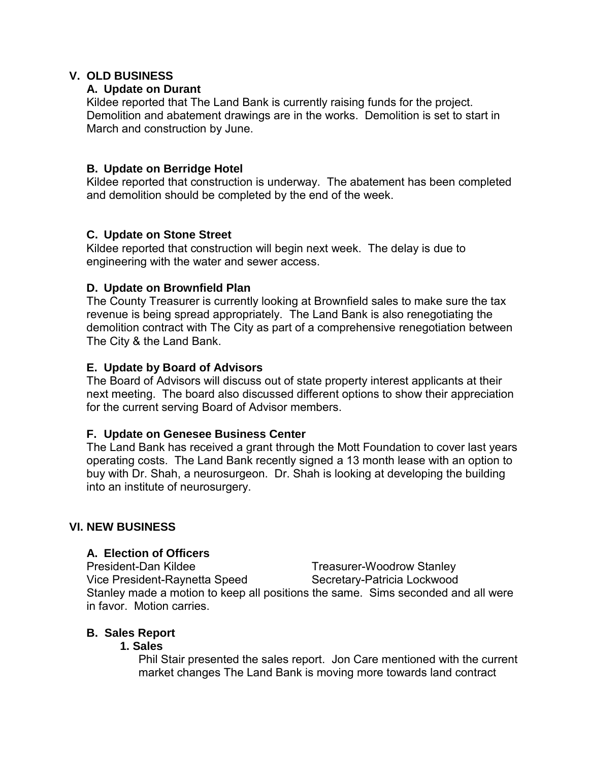## V. OLD BUSINESS

### A. Update on Durant

Kildee reported that The Land Bank is currently raising funds for the project. Demolition and abatement drawings are in the works. Demolition is set to start in March and construction by June.

### B. Update on Berridge Hotel

Kildee reported that construction is underway. The abatement has been completed and demolition should be completed by the end of the week.

### C. Update on Stone Street

Kildee reported that construction will begin next week. The delay is due to engineering with the water and sewer access.

### D. Update on Brownfield Plan

The County Treasurer is currently looking at Brownfield sales to make sure the tax revenue is being spread appropriately. The Land Bank is also renegotiating the demolition contract with The City as part of a comprehensive renegotiation between The City & the Land Bank.

### E. Update by Board of Advisors

The Board of Advisors will discuss out of state property interest applicants at their next meeting. The board also discussed different options to show their appreciation for the current serving Board of Advisor members.

### F. Update on Genesee Business Center

The Land Bank has received a grant through the Mott Foundation to cover last years operating costs. The Land Bank recently signed a 13 month lease with an option to buy with Dr. Shah, a neurosurgeon. Dr. Shah is looking at developing the building into an institute of neurosurgery.

## VI. NEW BUSINESS

### A. Election of Officers

President-Dan Kildee
Vice President-Raynetta Speed
Treasurer-Woodrow Stanley
Secretary-Patricia Lockwood

Stanley made a motion to keep all positions the same. Sims seconded and all were in favor. Motion carries.

### B. Sales Report

#### 1. Sales

Phil Stair presented the sales report. Jon Care mentioned with the current market changes The Land Bank is moving more towards land contract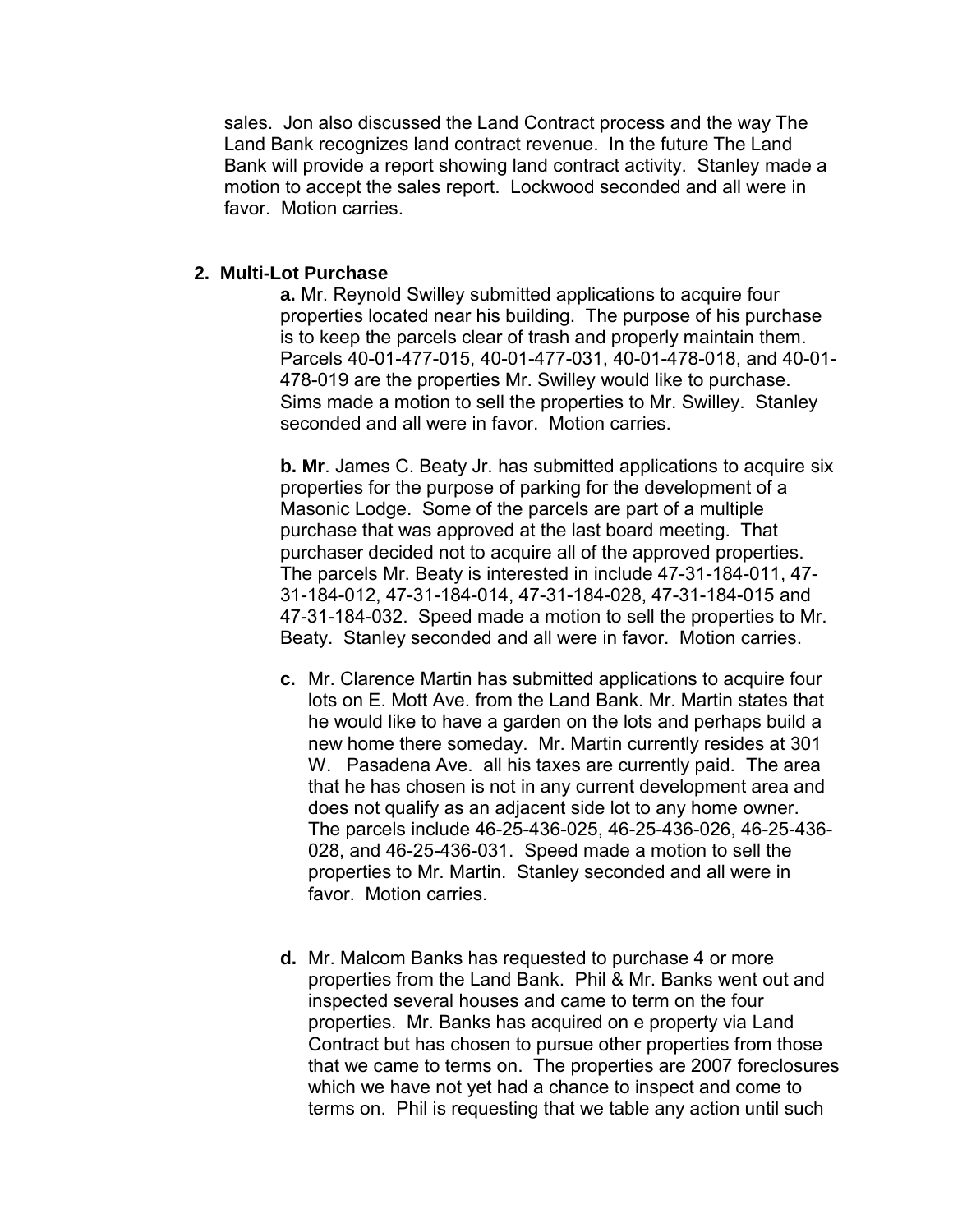sales. Jon also discussed the Land Contract process and the way The Land Bank recognizes land contract revenue. In the future The Land Bank will provide a report showing land contract activity. Stanley made a motion to accept the sales report. Lockwood seconded and all were in favor. Motion carries.

## 2. Multi-Lot Purchase

**a.** Mr. Reynold Swilley submitted applications to acquire four properties located near his building. The purpose of his purchase is to keep the parcels clear of trash and properly maintain them. Parcels 40-01-477-015, 40-01-477-031, 40-01-478-018, and 40-01-478-019 are the properties Mr. Swilley would like to purchase. Sims made a motion to sell the properties to Mr. Swilley. Stanley seconded and all were in favor. Motion carries.

**b. Mr**. James C. Beaty Jr. has submitted applications to acquire six properties for the purpose of parking for the development of a Masonic Lodge. Some of the parcels are part of a multiple purchase that was approved at the last board meeting. That purchaser decided not to acquire all of the approved properties. The parcels Mr. Beaty is interested in include 47-31-184-011, 47-31-184-012, 47-31-184-014, 47-31-184-028, 47-31-184-015 and 47-31-184-032. Speed made a motion to sell the properties to Mr. Beaty. Stanley seconded and all were in favor. Motion carries.

**c.** Mr. Clarence Martin has submitted applications to acquire four lots on E. Mott Ave. from the Land Bank. Mr. Martin states that he would like to have a garden on the lots and perhaps build a new home there someday. Mr. Martin currently resides at 301 W. Pasadena Ave. all his taxes are currently paid. The area that he has chosen is not in any current development area and does not qualify as an adjacent side lot to any home owner. The parcels include 46-25-436-025, 46-25-436-026, 46-25-436-028, and 46-25-436-031. Speed made a motion to sell the properties to Mr. Martin. Stanley seconded and all were in favor. Motion carries.

**d.** Mr. Malcom Banks has requested to purchase 4 or more properties from the Land Bank. Phil & Mr. Banks went out and inspected several houses and came to term on the four properties. Mr. Banks has acquired on e property via Land Contract but has chosen to pursue other properties from those that we came to terms on. The properties are 2007 foreclosures which we have not yet had a chance to inspect and come to terms on. Phil is requesting that we table any action until such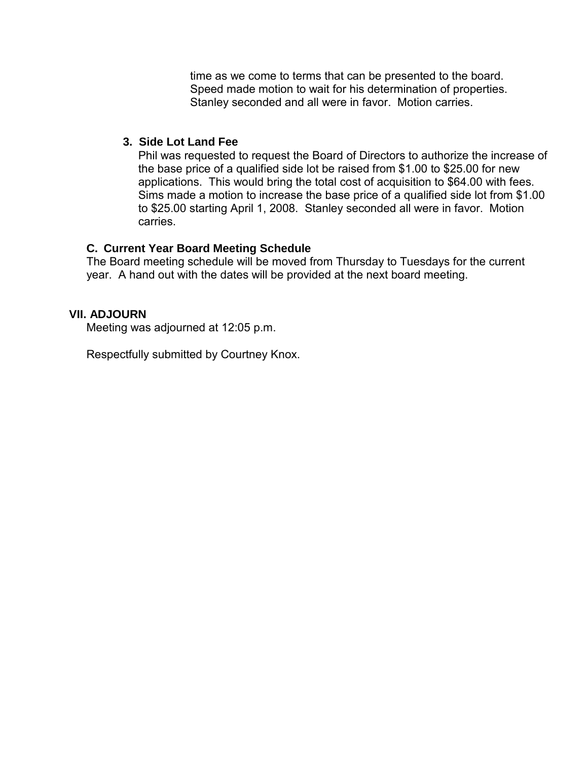time as we come to terms that can be presented to the board. Speed made motion to wait for his determination of properties. Stanley seconded and all were in favor. Motion carries.

**3. Side Lot Land Fee**

Phil was requested to request the Board of Directors to authorize the increase of the base price of a qualified side lot be raised from $1.00 to $25.00 for new applications. This would bring the total cost of acquisition to $64.00 with fees. Sims made a motion to increase the base price of a qualified side lot from $1.00 to $25.00 starting April 1, 2008. Stanley seconded all were in favor. Motion carries.

### C. Current Year Board Meeting Schedule

The Board meeting schedule will be moved from Thursday to Tuesdays for the current year. A hand out with the dates will be provided at the next board meeting.

## VII. ADJOURN

Meeting was adjourned at 12:05 p.m.

Respectfully submitted by Courtney Knox.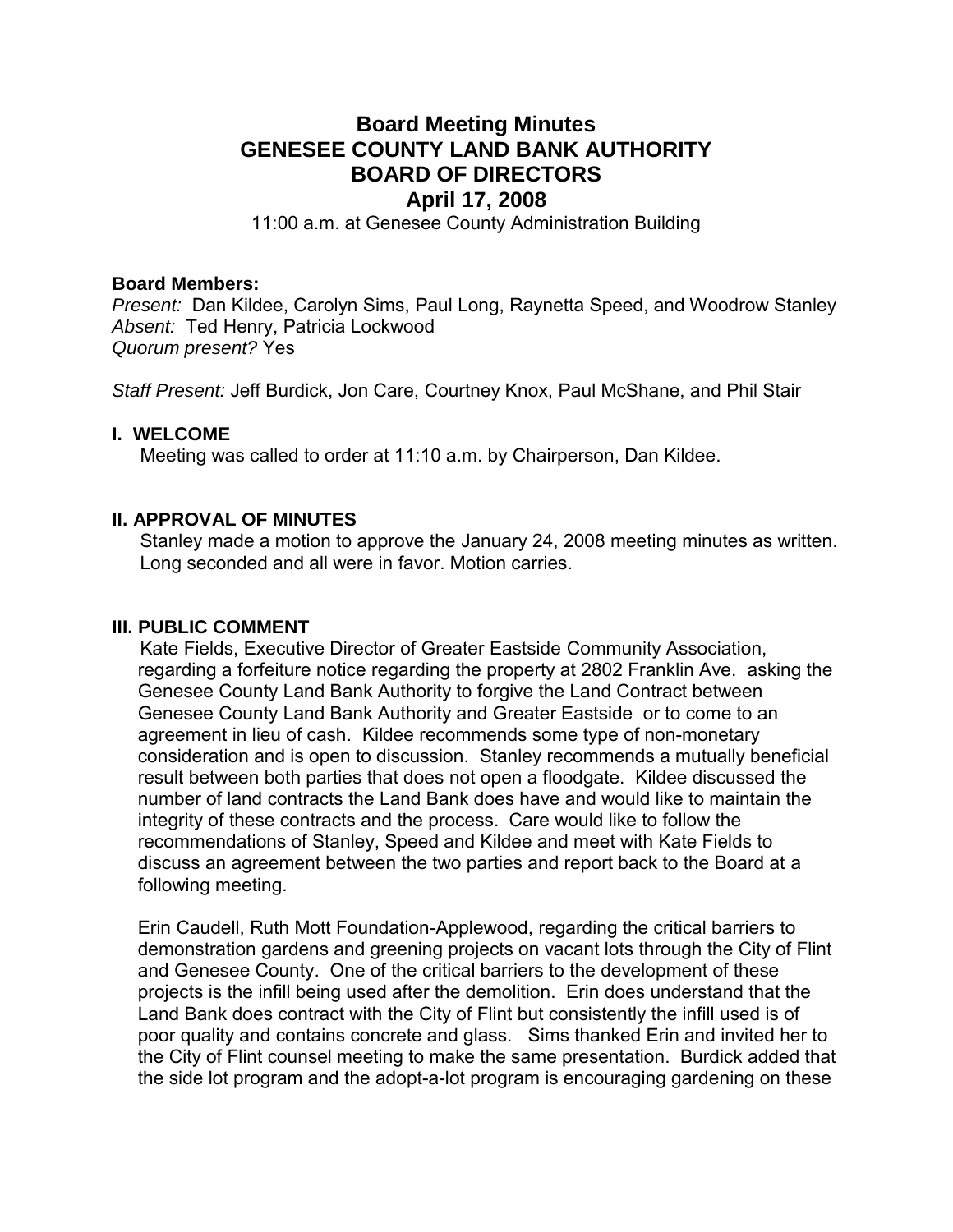# Board Meeting Minutes
# GENESEE COUNTY LAND BANK AUTHORITY
# BOARD OF DIRECTORS
# April 17, 2008

11:00 a.m. at Genesee County Administration Building

**Board Members:**
*Present:* Dan Kildee, Carolyn Sims, Paul Long, Raynetta Speed, and Woodrow Stanley
*Absent:* Ted Henry, Patricia Lockwood
*Quorum present?* Yes

*Staff Present:* Jeff Burdick, Jon Care, Courtney Knox, Paul McShane, and Phil Stair

**I. WELCOME**

Meeting was called to order at 11:10 a.m. by Chairperson, Dan Kildee.

**II. APPROVAL OF MINUTES**

Stanley made a motion to approve the January 24, 2008 meeting minutes as written. Long seconded and all were in favor. Motion carries.

**III. PUBLIC COMMENT**

Kate Fields, Executive Director of Greater Eastside Community Association, regarding a forfeiture notice regarding the property at 2802 Franklin Ave. asking the Genesee County Land Bank Authority to forgive the Land Contract between Genesee County Land Bank Authority and Greater Eastside or to come to an agreement in lieu of cash. Kildee recommends some type of non-monetary consideration and is open to discussion. Stanley recommends a mutually beneficial result between both parties that does not open a floodgate. Kildee discussed the number of land contracts the Land Bank does have and would like to maintain the integrity of these contracts and the process. Care would like to follow the recommendations of Stanley, Speed and Kildee and meet with Kate Fields to discuss an agreement between the two parties and report back to the Board at a following meeting.

Erin Caudell, Ruth Mott Foundation-Applewood, regarding the critical barriers to demonstration gardens and greening projects on vacant lots through the City of Flint and Genesee County. One of the critical barriers to the development of these projects is the infill being used after the demolition. Erin does understand that the Land Bank does contract with the City of Flint but consistently the infill used is of poor quality and contains concrete and glass. Sims thanked Erin and invited her to the City of Flint counsel meeting to make the same presentation. Burdick added that the side lot program and the adopt-a-lot program is encouraging gardening on these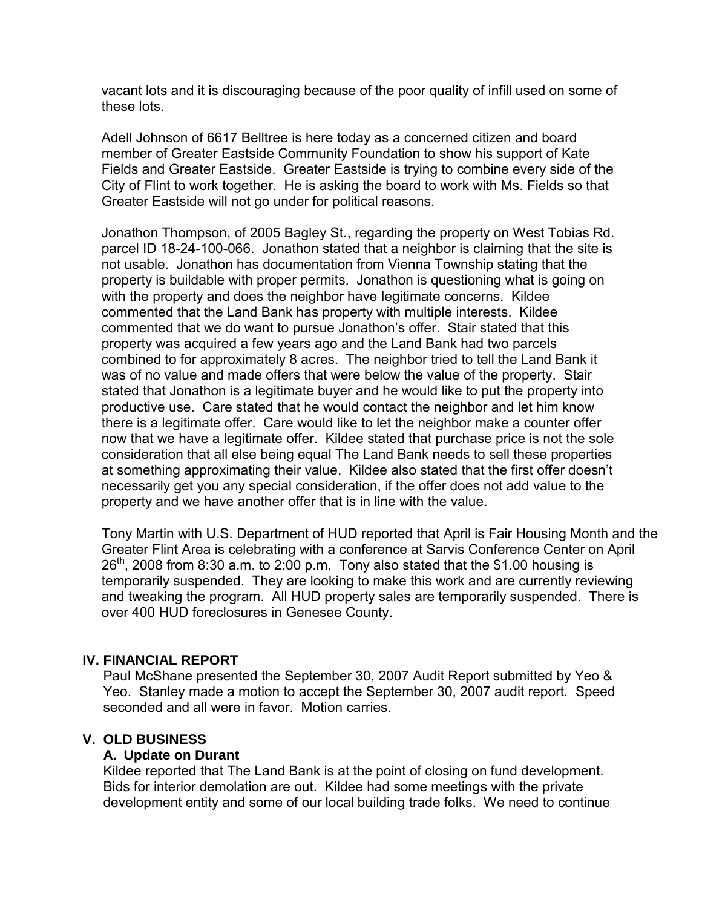vacant lots and it is discouraging because of the poor quality of infill used on some of these lots.

Adell Johnson of 6617 Belltree is here today as a concerned citizen and board member of Greater Eastside Community Foundation to show his support of Kate Fields and Greater Eastside. Greater Eastside is trying to combine every side of the City of Flint to work together. He is asking the board to work with Ms. Fields so that Greater Eastside will not go under for political reasons.

Jonathon Thompson, of 2005 Bagley St., regarding the property on West Tobias Rd. parcel ID 18-24-100-066. Jonathon stated that a neighbor is claiming that the site is not usable. Jonathon has documentation from Vienna Township stating that the property is buildable with proper permits. Jonathon is questioning what is going on with the property and does the neighbor have legitimate concerns. Kildee commented that the Land Bank has property with multiple interests. Kildee commented that we do want to pursue Jonathon's offer. Stair stated that this property was acquired a few years ago and the Land Bank had two parcels combined to for approximately 8 acres. The neighbor tried to tell the Land Bank it was of no value and made offers that were below the value of the property. Stair stated that Jonathon is a legitimate buyer and he would like to put the property into productive use. Care stated that he would contact the neighbor and let him know there is a legitimate offer. Care would like to let the neighbor make a counter offer now that we have a legitimate offer. Kildee stated that purchase price is not the sole consideration that all else being equal The Land Bank needs to sell these properties at something approximating their value. Kildee also stated that the first offer doesn't necessarily get you any special consideration, if the offer does not add value to the property and we have another offer that is in line with the value.

Tony Martin with U.S. Department of HUD reported that April is Fair Housing Month and the Greater Flint Area is celebrating with a conference at Sarvis Conference Center on April 26th, 2008 from 8:30 a.m. to 2:00 p.m. Tony also stated that the $1.00 housing is temporarily suspended. They are looking to make this work and are currently reviewing and tweaking the program. All HUD property sales are temporarily suspended. There is over 400 HUD foreclosures in Genesee County.

## IV. FINANCIAL REPORT

Paul McShane presented the September 30, 2007 Audit Report submitted by Yeo & Yeo. Stanley made a motion to accept the September 30, 2007 audit report. Speed seconded and all were in favor. Motion carries.

## V. OLD BUSINESS

### A. Update on Durant

Kildee reported that The Land Bank is at the point of closing on fund development. Bids for interior demolation are out. Kildee had some meetings with the private development entity and some of our local building trade folks. We need to continue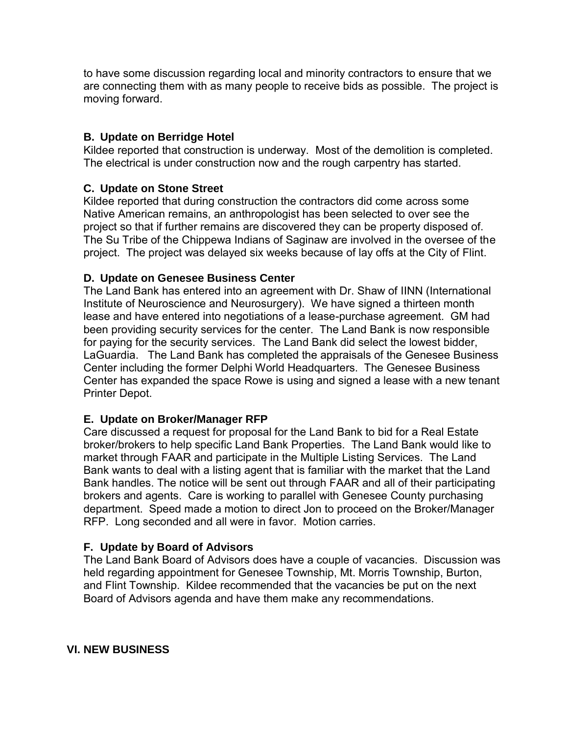to have some discussion regarding local and minority contractors to ensure that we are connecting them with as many people to receive bids as possible. The project is moving forward.

**B. Update on Berridge Hotel**

Kildee reported that construction is underway. Most of the demolition is completed. The electrical is under construction now and the rough carpentry has started.

**C. Update on Stone Street**

Kildee reported that during construction the contractors did come across some Native American remains, an anthropologist has been selected to over see the project so that if further remains are discovered they can be property disposed of. The Su Tribe of the Chippewa Indians of Saginaw are involved in the oversee of the project. The project was delayed six weeks because of lay offs at the City of Flint.

**D. Update on Genesee Business Center**

The Land Bank has entered into an agreement with Dr. Shaw of IINN (International Institute of Neuroscience and Neurosurgery). We have signed a thirteen month lease and have entered into negotiations of a lease-purchase agreement. GM had been providing security services for the center. The Land Bank is now responsible for paying for the security services. The Land Bank did select the lowest bidder, LaGuardia. The Land Bank has completed the appraisals of the Genesee Business Center including the former Delphi World Headquarters. The Genesee Business Center has expanded the space Rowe is using and signed a lease with a new tenant Printer Depot.

**E. Update on Broker/Manager RFP**

Care discussed a request for proposal for the Land Bank to bid for a Real Estate broker/brokers to help specific Land Bank Properties. The Land Bank would like to market through FAAR and participate in the Multiple Listing Services. The Land Bank wants to deal with a listing agent that is familiar with the market that the Land Bank handles. The notice will be sent out through FAAR and all of their participating brokers and agents. Care is working to parallel with Genesee County purchasing department. Speed made a motion to direct Jon to proceed on the Broker/Manager RFP. Long seconded and all were in favor. Motion carries.

**F. Update by Board of Advisors**

The Land Bank Board of Advisors does have a couple of vacancies. Discussion was held regarding appointment for Genesee Township, Mt. Morris Township, Burton, and Flint Township. Kildee recommended that the vacancies be put on the next Board of Advisors agenda and have them make any recommendations.

**VI. NEW BUSINESS**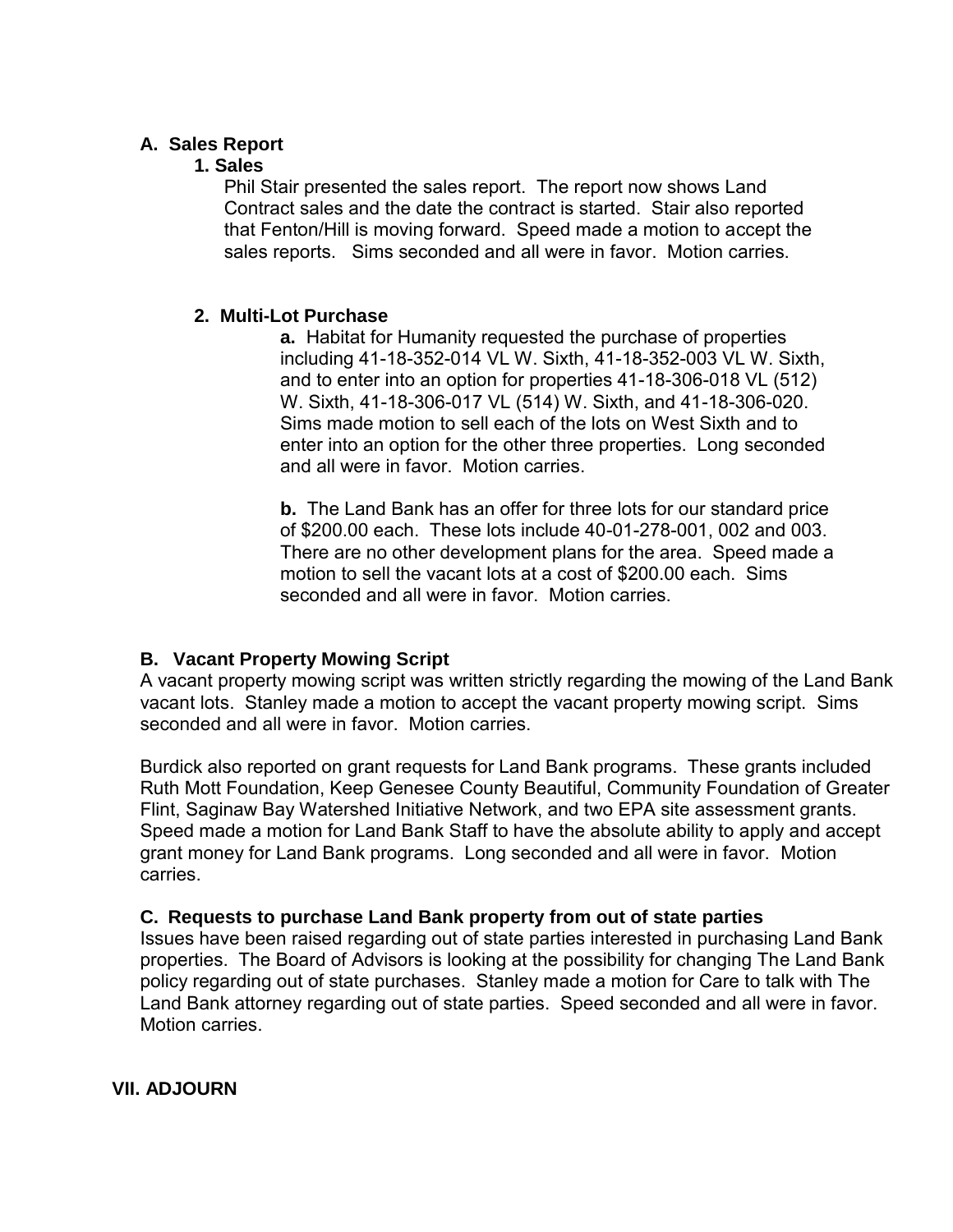### A. Sales Report

#### 1. Sales

Phil Stair presented the sales report. The report now shows Land Contract sales and the date the contract is started. Stair also reported that Fenton/Hill is moving forward. Speed made a motion to accept the sales reports. Sims seconded and all were in favor. Motion carries.

#### 2. Multi-Lot Purchase

**a.** Habitat for Humanity requested the purchase of properties including 41-18-352-014 VL W. Sixth, 41-18-352-003 VL W. Sixth, and to enter into an option for properties 41-18-306-018 VL (512) W. Sixth, 41-18-306-017 VL (514) W. Sixth, and 41-18-306-020. Sims made motion to sell each of the lots on West Sixth and to enter into an option for the other three properties. Long seconded and all were in favor. Motion carries.

**b.** The Land Bank has an offer for three lots for our standard price of $200.00 each. These lots include 40-01-278-001, 002 and 003. There are no other development plans for the area. Speed made a motion to sell the vacant lots at a cost of $200.00 each. Sims seconded and all were in favor. Motion carries.

### B. Vacant Property Mowing Script

A vacant property mowing script was written strictly regarding the mowing of the Land Bank vacant lots. Stanley made a motion to accept the vacant property mowing script. Sims seconded and all were in favor. Motion carries.

Burdick also reported on grant requests for Land Bank programs. These grants included Ruth Mott Foundation, Keep Genesee County Beautiful, Community Foundation of Greater Flint, Saginaw Bay Watershed Initiative Network, and two EPA site assessment grants. Speed made a motion for Land Bank Staff to have the absolute ability to apply and accept grant money for Land Bank programs. Long seconded and all were in favor. Motion carries.

### C. Requests to purchase Land Bank property from out of state parties

Issues have been raised regarding out of state parties interested in purchasing Land Bank properties. The Board of Advisors is looking at the possibility for changing The Land Bank policy regarding out of state purchases. Stanley made a motion for Care to talk with The Land Bank attorney regarding out of state parties. Speed seconded and all were in favor. Motion carries.

## VII. ADJOURN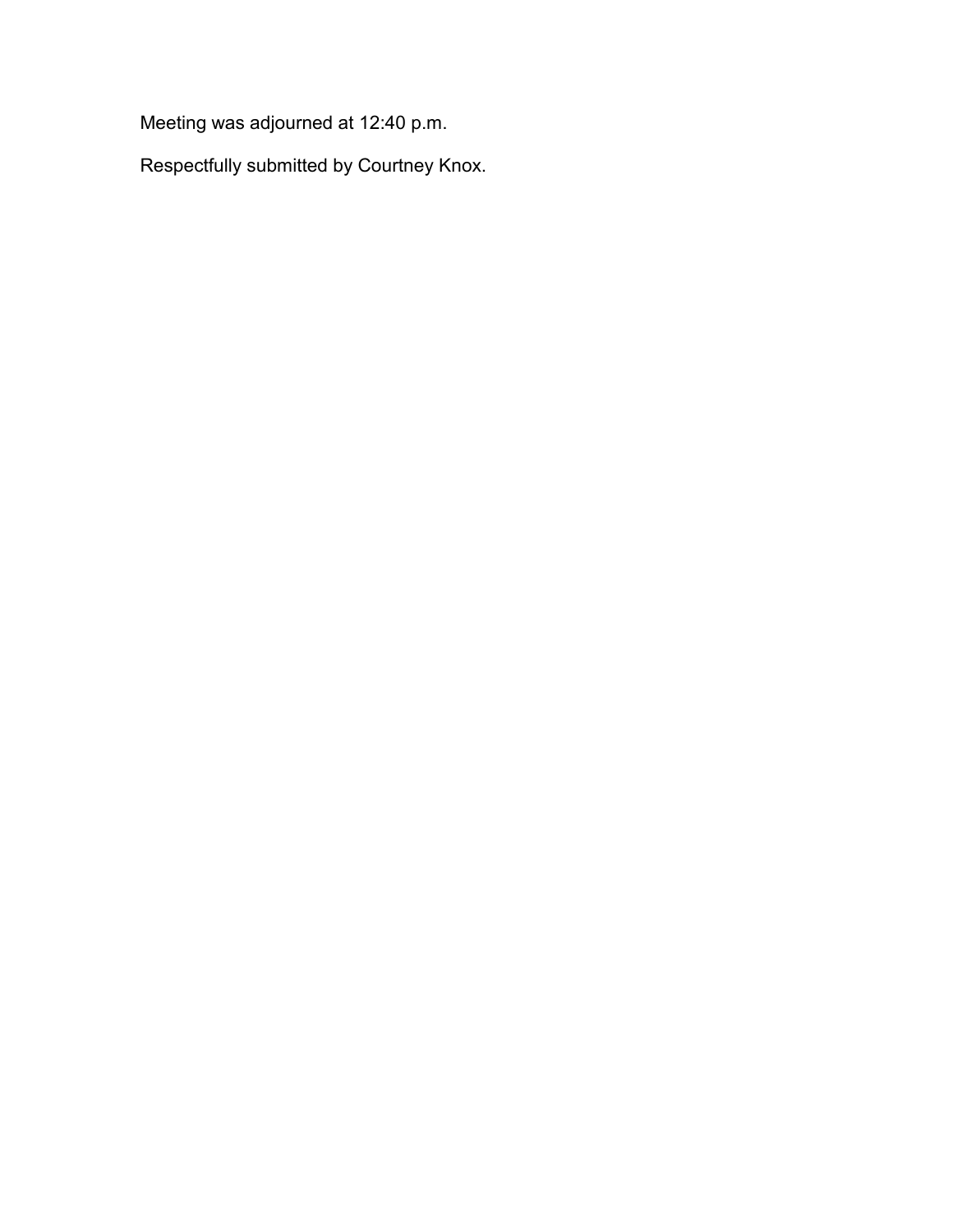Meeting was adjourned at 12:40 p.m.

Respectfully submitted by Courtney Knox.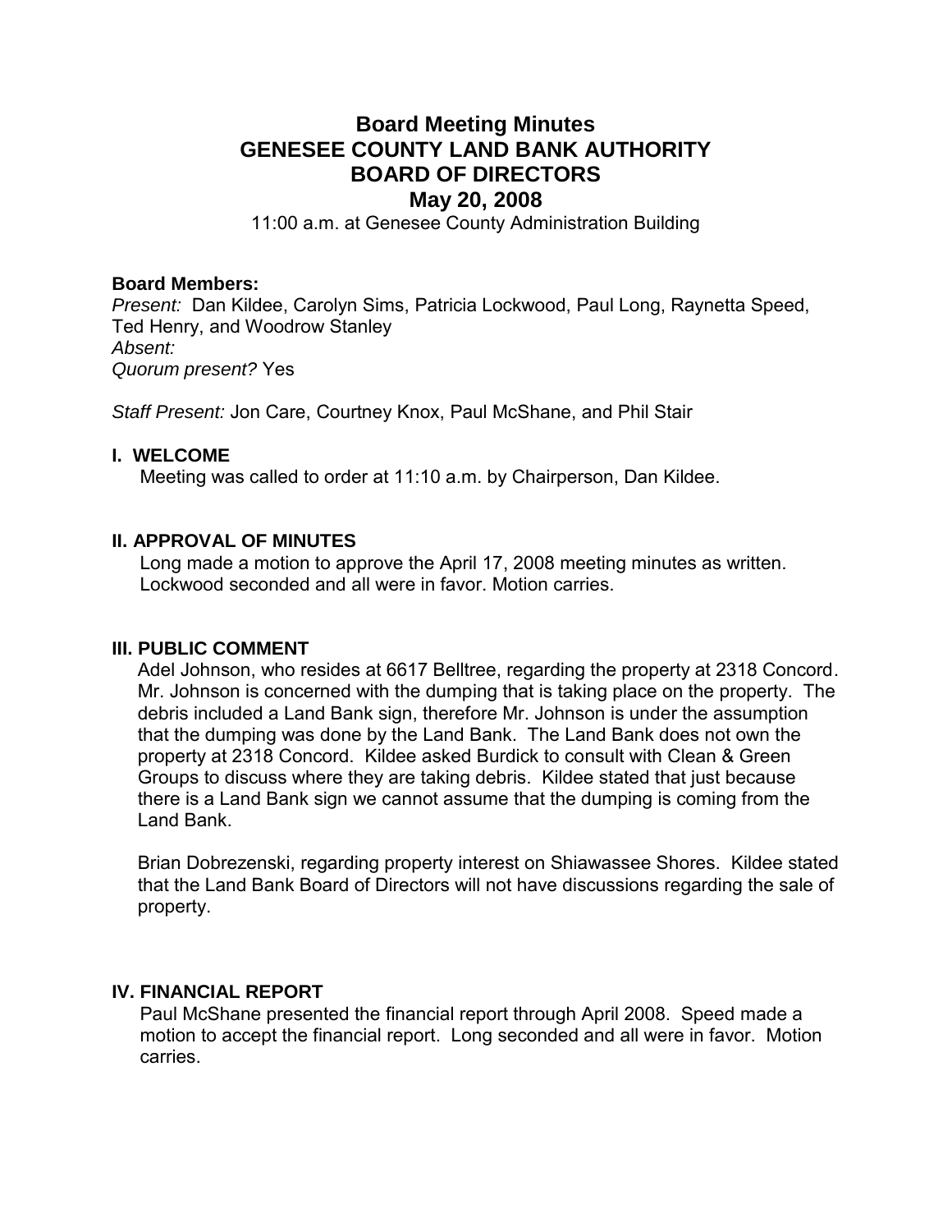# Board Meeting Minutes
# GENESEE COUNTY LAND BANK AUTHORITY
# BOARD OF DIRECTORS
# May 20, 2008

11:00 a.m. at Genesee County Administration Building

**Board Members:**
*Present:* Dan Kildee, Carolyn Sims, Patricia Lockwood, Paul Long, Raynetta Speed, Ted Henry, and Woodrow Stanley
*Absent:*
*Quorum present?* Yes

*Staff Present:* Jon Care, Courtney Knox, Paul McShane, and Phil Stair

## I. WELCOME

Meeting was called to order at 11:10 a.m. by Chairperson, Dan Kildee.

## II. APPROVAL OF MINUTES

Long made a motion to approve the April 17, 2008 meeting minutes as written. Lockwood seconded and all were in favor. Motion carries.

## III. PUBLIC COMMENT

Adel Johnson, who resides at 6617 Belltree, regarding the property at 2318 Concord. Mr. Johnson is concerned with the dumping that is taking place on the property. The debris included a Land Bank sign, therefore Mr. Johnson is under the assumption that the dumping was done by the Land Bank. The Land Bank does not own the property at 2318 Concord. Kildee asked Burdick to consult with Clean & Green Groups to discuss where they are taking debris. Kildee stated that just because there is a Land Bank sign we cannot assume that the dumping is coming from the Land Bank.

Brian Dobrezenski, regarding property interest on Shiawassee Shores. Kildee stated that the Land Bank Board of Directors will not have discussions regarding the sale of property.

## IV. FINANCIAL REPORT

Paul McShane presented the financial report through April 2008. Speed made a motion to accept the financial report. Long seconded and all were in favor. Motion carries.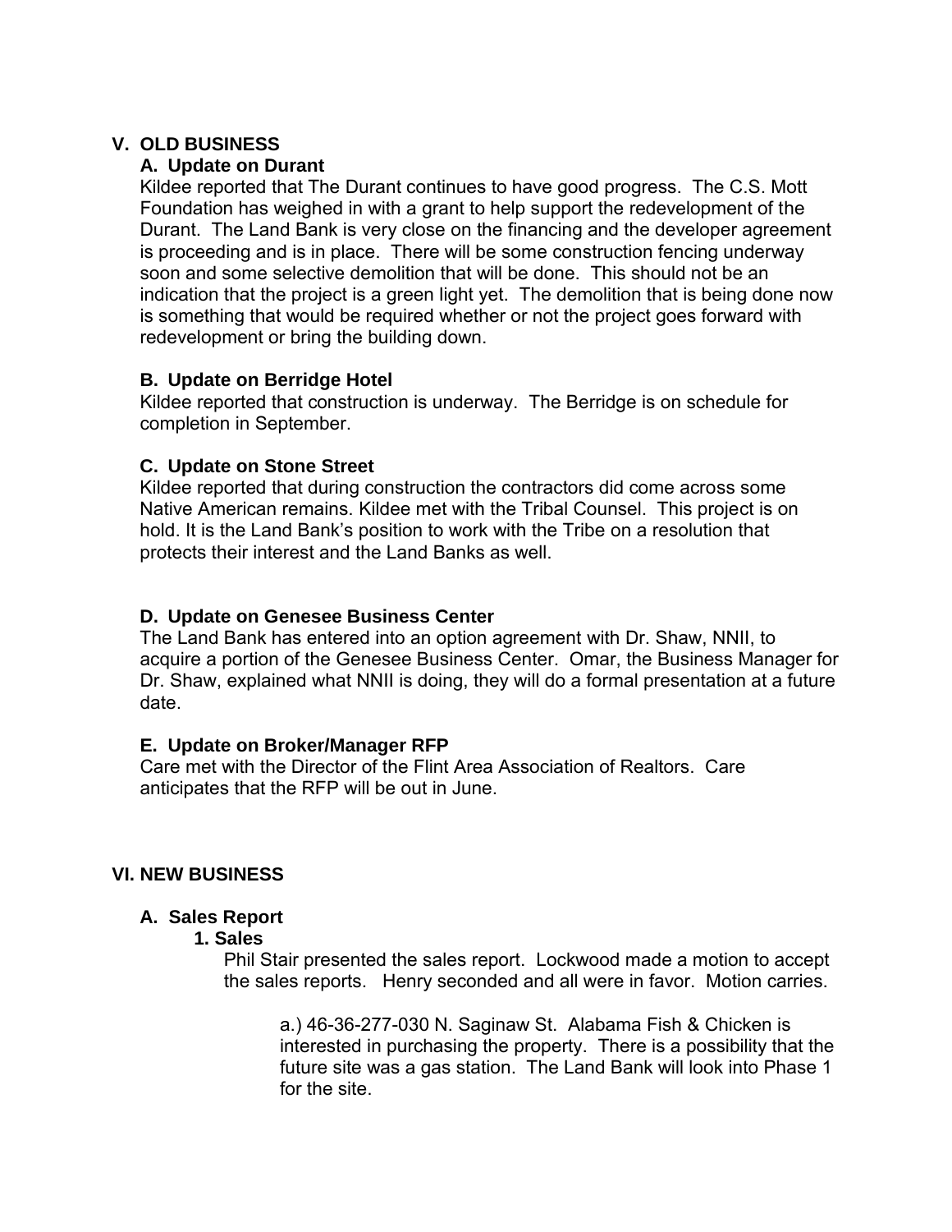## V. OLD BUSINESS

### A. Update on Durant

Kildee reported that The Durant continues to have good progress. The C.S. Mott Foundation has weighed in with a grant to help support the redevelopment of the Durant. The Land Bank is very close on the financing and the developer agreement is proceeding and is in place. There will be some construction fencing underway soon and some selective demolition that will be done. This should not be an indication that the project is a green light yet. The demolition that is being done now is something that would be required whether or not the project goes forward with redevelopment or bring the building down.

### B. Update on Berridge Hotel

Kildee reported that construction is underway. The Berridge is on schedule for completion in September.

### C. Update on Stone Street

Kildee reported that during construction the contractors did come across some Native American remains. Kildee met with the Tribal Counsel. This project is on hold. It is the Land Bank's position to work with the Tribe on a resolution that protects their interest and the Land Banks as well.

### D. Update on Genesee Business Center

The Land Bank has entered into an option agreement with Dr. Shaw, NNII, to acquire a portion of the Genesee Business Center. Omar, the Business Manager for Dr. Shaw, explained what NNII is doing, they will do a formal presentation at a future date.

### E. Update on Broker/Manager RFP

Care met with the Director of the Flint Area Association of Realtors. Care anticipates that the RFP will be out in June.

## VI. NEW BUSINESS

### A. Sales Report

#### 1. Sales

Phil Stair presented the sales report. Lockwood made a motion to accept the sales reports. Henry seconded and all were in favor. Motion carries.

a.) 46-36-277-030 N. Saginaw St. Alabama Fish & Chicken is interested in purchasing the property. There is a possibility that the future site was a gas station. The Land Bank will look into Phase 1 for the site.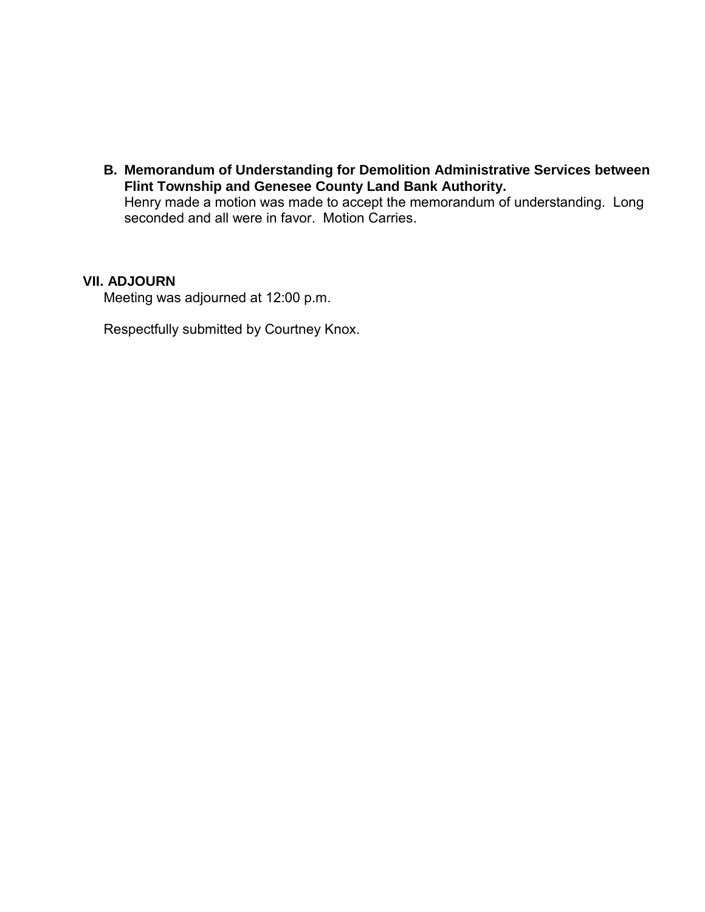**B. Memorandum of Understanding for Demolition Administrative Services between Flint Township and Genesee County Land Bank Authority.**

Henry made a motion was made to accept the memorandum of understanding. Long seconded and all were in favor. Motion Carries.

## VII. ADJOURN

Meeting was adjourned at 12:00 p.m.

Respectfully submitted by Courtney Knox.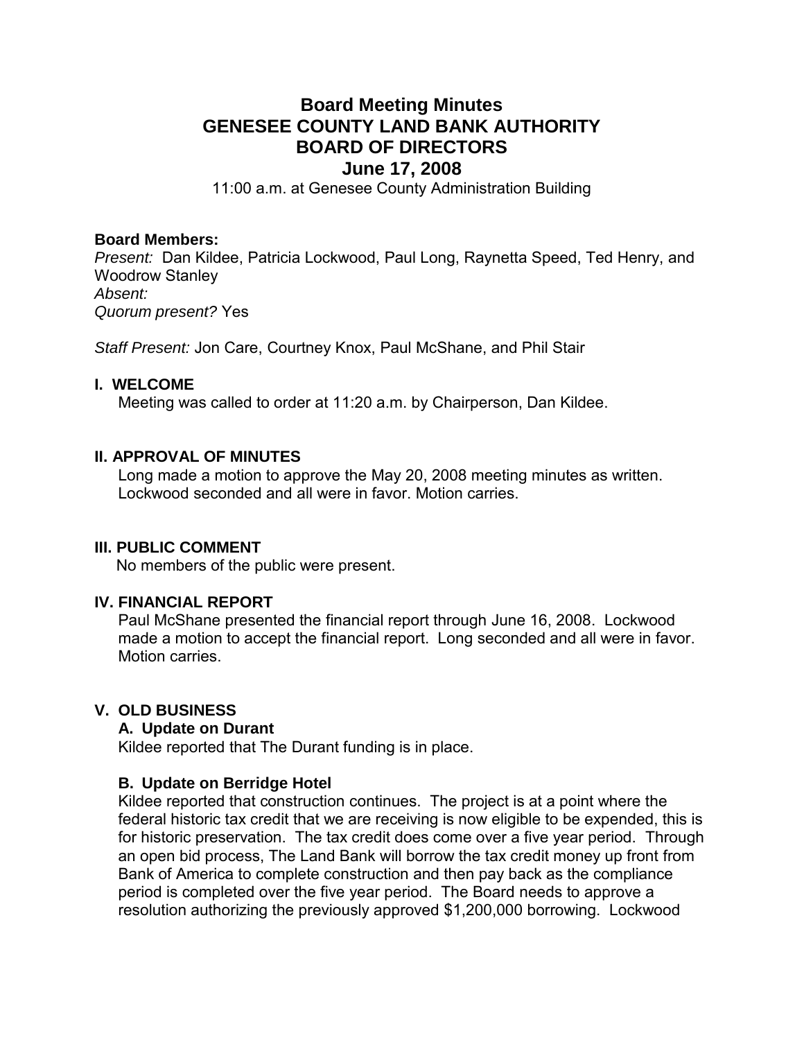# Board Meeting Minutes
# GENESEE COUNTY LAND BANK AUTHORITY
# BOARD OF DIRECTORS
# June 17, 2008

11:00 a.m. at Genesee County Administration Building

**Board Members:**
*Present:* Dan Kildee, Patricia Lockwood, Paul Long, Raynetta Speed, Ted Henry, and Woodrow Stanley
*Absent:*
*Quorum present?* Yes

*Staff Present:* Jon Care, Courtney Knox, Paul McShane, and Phil Stair

## I. WELCOME

Meeting was called to order at 11:20 a.m. by Chairperson, Dan Kildee.

## II. APPROVAL OF MINUTES

Long made a motion to approve the May 20, 2008 meeting minutes as written. Lockwood seconded and all were in favor. Motion carries.

## III. PUBLIC COMMENT

No members of the public were present.

## IV. FINANCIAL REPORT

Paul McShane presented the financial report through June 16, 2008. Lockwood made a motion to accept the financial report. Long seconded and all were in favor. Motion carries.

## V. OLD BUSINESS

### A. Update on Durant

Kildee reported that The Durant funding is in place.

### B. Update on Berridge Hotel

Kildee reported that construction continues. The project is at a point where the federal historic tax credit that we are receiving is now eligible to be expended, this is for historic preservation. The tax credit does come over a five year period. Through an open bid process, The Land Bank will borrow the tax credit money up front from Bank of America to complete construction and then pay back as the compliance period is completed over the five year period. The Board needs to approve a resolution authorizing the previously approved $1,200,000 borrowing. Lockwood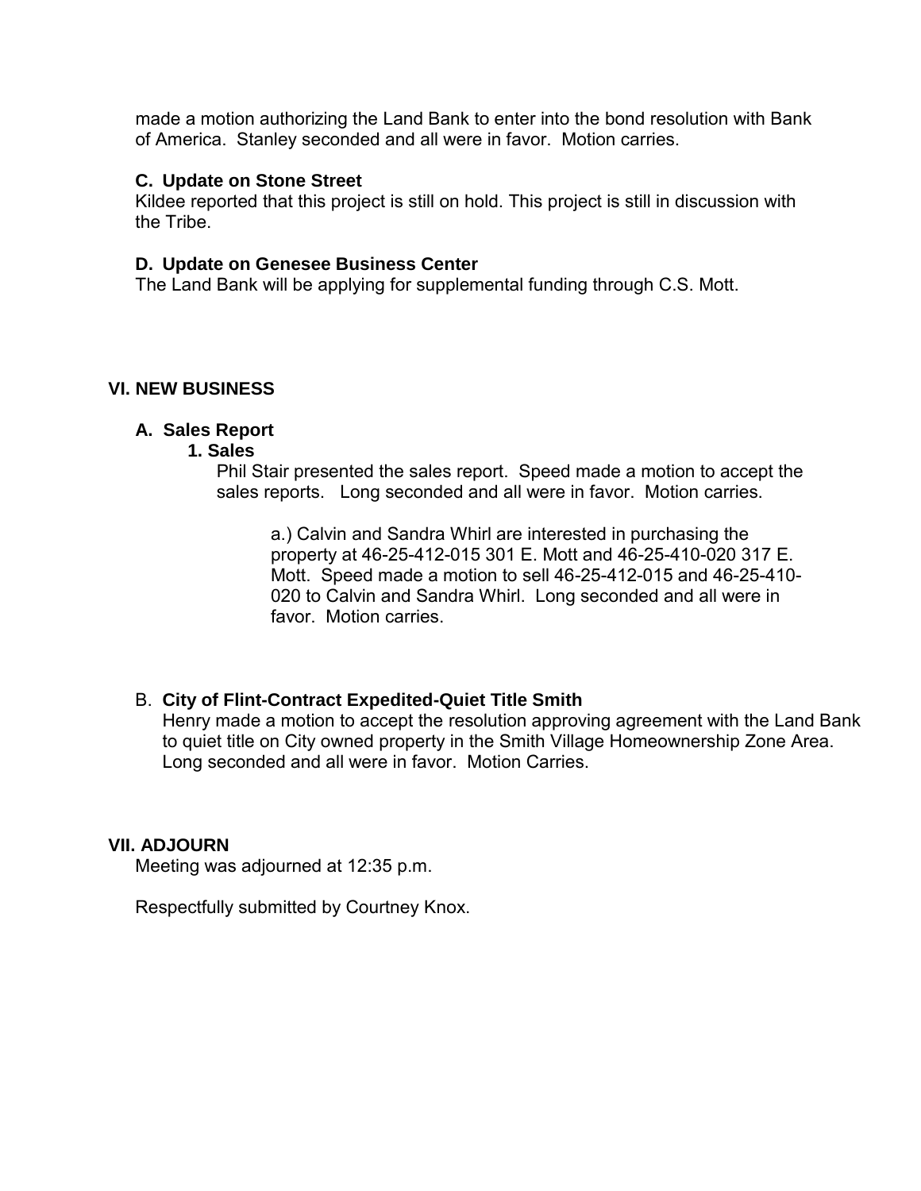made a motion authorizing the Land Bank to enter into the bond resolution with Bank of America. Stanley seconded and all were in favor. Motion carries.

**C. Update on Stone Street**

Kildee reported that this project is still on hold. This project is still in discussion with the Tribe.

**D. Update on Genesee Business Center**

The Land Bank will be applying for supplemental funding through C.S. Mott.

## VI. NEW BUSINESS

**A. Sales Report**

**1. Sales**

Phil Stair presented the sales report. Speed made a motion to accept the sales reports. Long seconded and all were in favor. Motion carries.

a.) Calvin and Sandra Whirl are interested in purchasing the property at 46-25-412-015 301 E. Mott and 46-25-410-020 317 E. Mott. Speed made a motion to sell 46-25-412-015 and 46-25-410-020 to Calvin and Sandra Whirl. Long seconded and all were in favor. Motion carries.

B. **City of Flint-Contract Expedited-Quiet Title Smith**

Henry made a motion to accept the resolution approving agreement with the Land Bank to quiet title on City owned property in the Smith Village Homeownership Zone Area. Long seconded and all were in favor. Motion Carries.

## VII. ADJOURN

Meeting was adjourned at 12:35 p.m.

Respectfully submitted by Courtney Knox.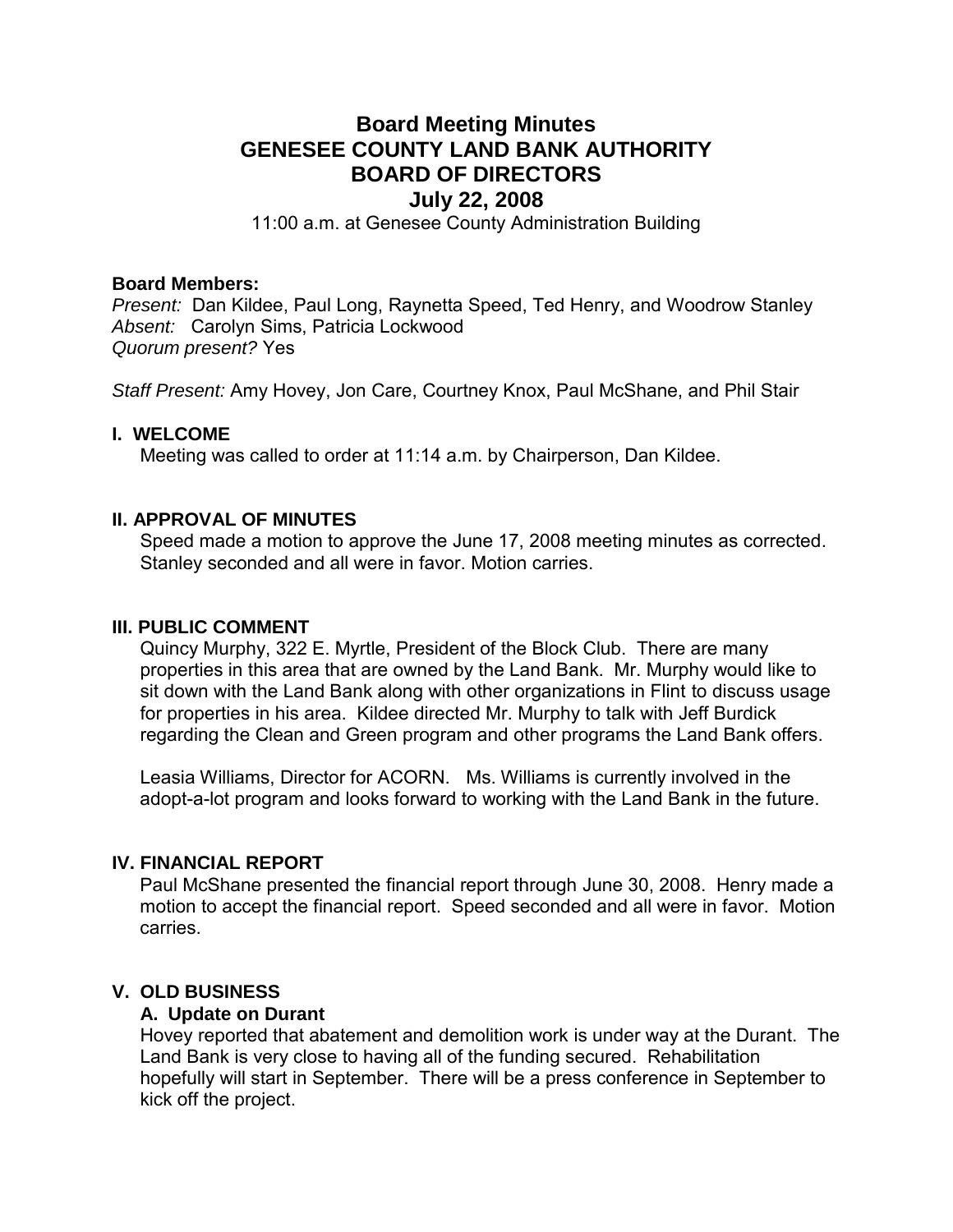# Board Meeting Minutes
# GENESEE COUNTY LAND BANK AUTHORITY
# BOARD OF DIRECTORS
## July 22, 2008

11:00 a.m. at Genesee County Administration Building

**Board Members:**
*Present:* Dan Kildee, Paul Long, Raynetta Speed, Ted Henry, and Woodrow Stanley
*Absent:* Carolyn Sims, Patricia Lockwood
*Quorum present?* Yes

*Staff Present:* Amy Hovey, Jon Care, Courtney Knox, Paul McShane, and Phil Stair

### I. WELCOME

Meeting was called to order at 11:14 a.m. by Chairperson, Dan Kildee.

### II. APPROVAL OF MINUTES

Speed made a motion to approve the June 17, 2008 meeting minutes as corrected. Stanley seconded and all were in favor. Motion carries.

### III. PUBLIC COMMENT

Quincy Murphy, 322 E. Myrtle, President of the Block Club. There are many properties in this area that are owned by the Land Bank. Mr. Murphy would like to sit down with the Land Bank along with other organizations in Flint to discuss usage for properties in his area. Kildee directed Mr. Murphy to talk with Jeff Burdick regarding the Clean and Green program and other programs the Land Bank offers.

Leasia Williams, Director for ACORN. Ms. Williams is currently involved in the adopt-a-lot program and looks forward to working with the Land Bank in the future.

### IV. FINANCIAL REPORT

Paul McShane presented the financial report through June 30, 2008. Henry made a motion to accept the financial report. Speed seconded and all were in favor. Motion carries.

### V. OLD BUSINESS

#### A. Update on Durant

Hovey reported that abatement and demolition work is under way at the Durant. The Land Bank is very close to having all of the funding secured. Rehabilitation hopefully will start in September. There will be a press conference in September to kick off the project.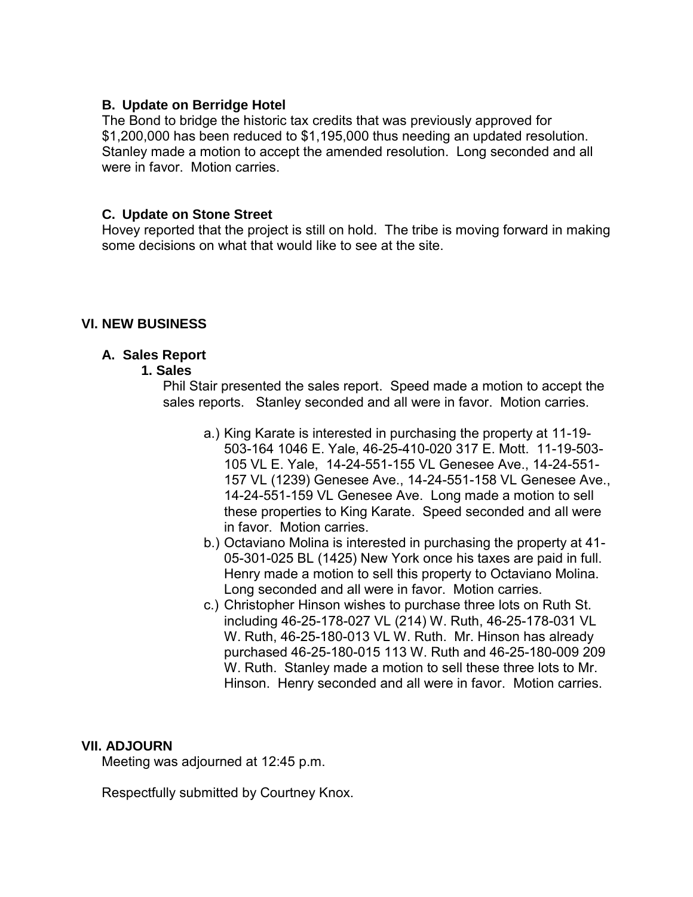### B. Update on Berridge Hotel

The Bond to bridge the historic tax credits that was previously approved for $1,200,000 has been reduced to $1,195,000 thus needing an updated resolution. Stanley made a motion to accept the amended resolution. Long seconded and all were in favor. Motion carries.

### C. Update on Stone Street

Hovey reported that the project is still on hold. The tribe is moving forward in making some decisions on what that would like to see at the site.

## VI. NEW BUSINESS

### A. Sales Report

#### 1. Sales

Phil Stair presented the sales report. Speed made a motion to accept the sales reports. Stanley seconded and all were in favor. Motion carries.

a.) King Karate is interested in purchasing the property at 11-19-503-164 1046 E. Yale, 46-25-410-020 317 E. Mott. 11-19-503-105 VL E. Yale, 14-24-551-155 VL Genesee Ave., 14-24-551-157 VL (1239) Genesee Ave., 14-24-551-158 VL Genesee Ave., 14-24-551-159 VL Genesee Ave. Long made a motion to sell these properties to King Karate. Speed seconded and all were in favor. Motion carries.

b.) Octaviano Molina is interested in purchasing the property at 41-05-301-025 BL (1425) New York once his taxes are paid in full. Henry made a motion to sell this property to Octaviano Molina. Long seconded and all were in favor. Motion carries.

c.) Christopher Hinson wishes to purchase three lots on Ruth St. including 46-25-178-027 VL (214) W. Ruth, 46-25-178-031 VL W. Ruth, 46-25-180-013 VL W. Ruth. Mr. Hinson has already purchased 46-25-180-015 113 W. Ruth and 46-25-180-009 209 W. Ruth. Stanley made a motion to sell these three lots to Mr. Hinson. Henry seconded and all were in favor. Motion carries.

## VII. ADJOURN

Meeting was adjourned at 12:45 p.m.

Respectfully submitted by Courtney Knox.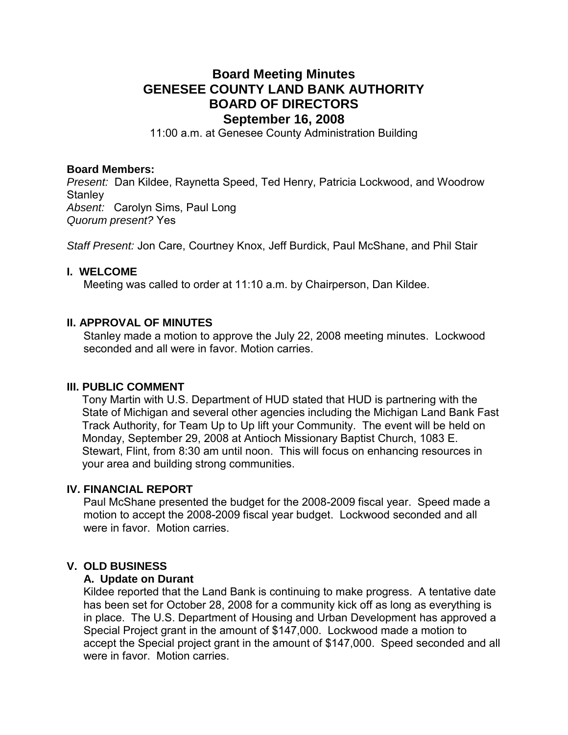# Board Meeting Minutes
# GENESEE COUNTY LAND BANK AUTHORITY
# BOARD OF DIRECTORS
# September 16, 2008

11:00 a.m. at Genesee County Administration Building

**Board Members:**
*Present:* Dan Kildee, Raynetta Speed, Ted Henry, Patricia Lockwood, and Woodrow Stanley
*Absent:* Carolyn Sims, Paul Long
*Quorum present?* Yes

*Staff Present:* Jon Care, Courtney Knox, Jeff Burdick, Paul McShane, and Phil Stair

## I. WELCOME

Meeting was called to order at 11:10 a.m. by Chairperson, Dan Kildee.

## II. APPROVAL OF MINUTES

Stanley made a motion to approve the July 22, 2008 meeting minutes. Lockwood seconded and all were in favor. Motion carries.

## III. PUBLIC COMMENT

Tony Martin with U.S. Department of HUD stated that HUD is partnering with the State of Michigan and several other agencies including the Michigan Land Bank Fast Track Authority, for Team Up to Up lift your Community. The event will be held on Monday, September 29, 2008 at Antioch Missionary Baptist Church, 1083 E. Stewart, Flint, from 8:30 am until noon. This will focus on enhancing resources in your area and building strong communities.

## IV. FINANCIAL REPORT

Paul McShane presented the budget for the 2008-2009 fiscal year. Speed made a motion to accept the 2008-2009 fiscal year budget. Lockwood seconded and all were in favor. Motion carries.

## V. OLD BUSINESS

### A. Update on Durant

Kildee reported that the Land Bank is continuing to make progress. A tentative date has been set for October 28, 2008 for a community kick off as long as everything is in place. The U.S. Department of Housing and Urban Development has approved a Special Project grant in the amount of $147,000. Lockwood made a motion to accept the Special project grant in the amount of $147,000. Speed seconded and all were in favor. Motion carries.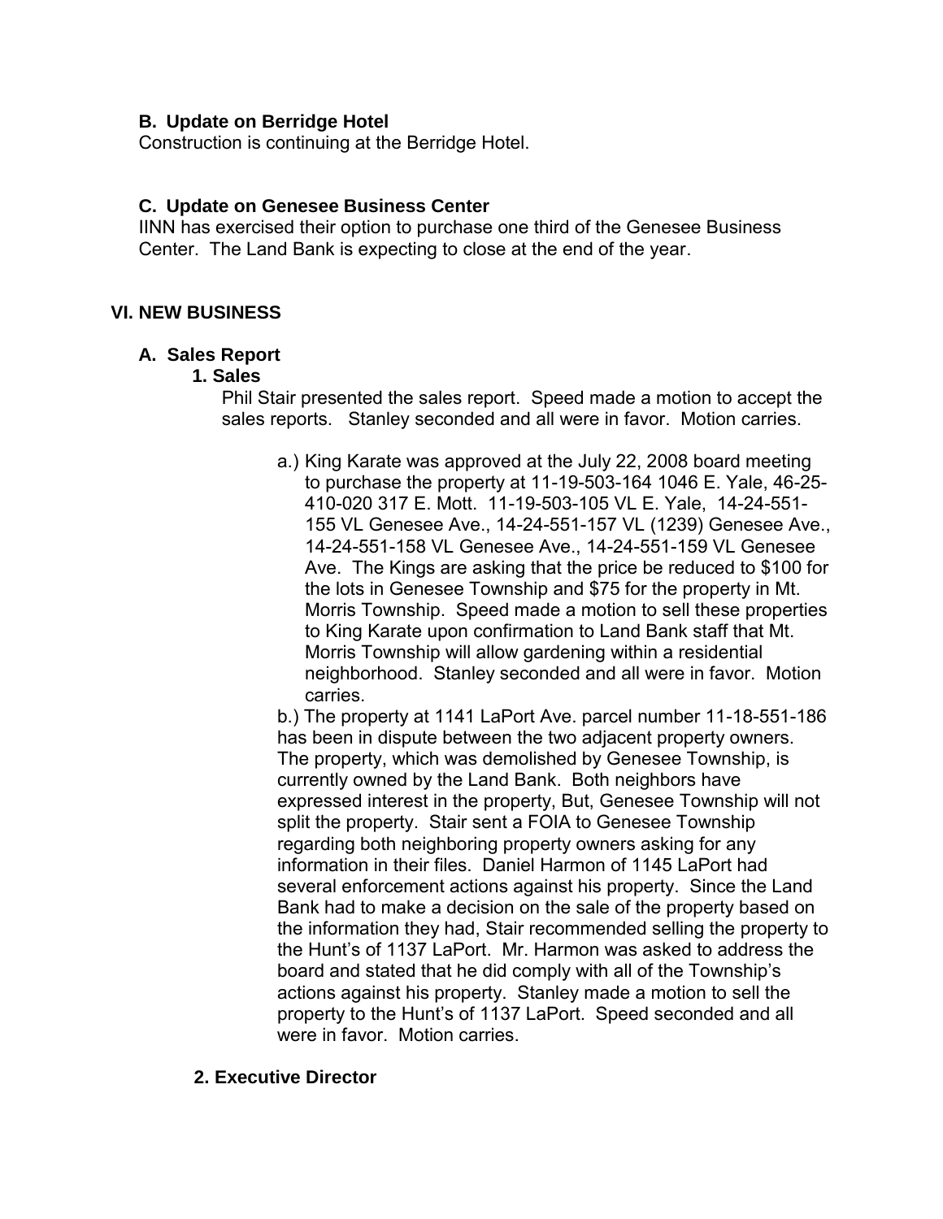### B. Update on Berridge Hotel

Construction is continuing at the Berridge Hotel.

### C. Update on Genesee Business Center

IINN has exercised their option to purchase one third of the Genesee Business Center. The Land Bank is expecting to close at the end of the year.

## VI. NEW BUSINESS

### A. Sales Report

#### 1. Sales

Phil Stair presented the sales report. Speed made a motion to accept the sales reports. Stanley seconded and all were in favor. Motion carries.

a.) King Karate was approved at the July 22, 2008 board meeting to purchase the property at 11-19-503-164 1046 E. Yale, 46-25-410-020 317 E. Mott. 11-19-503-105 VL E. Yale, 14-24-551-155 VL Genesee Ave., 14-24-551-157 VL (1239) Genesee Ave., 14-24-551-158 VL Genesee Ave., 14-24-551-159 VL Genesee Ave. The Kings are asking that the price be reduced to $100 for the lots in Genesee Township and $75 for the property in Mt. Morris Township. Speed made a motion to sell these properties to King Karate upon confirmation to Land Bank staff that Mt. Morris Township will allow gardening within a residential neighborhood. Stanley seconded and all were in favor. Motion carries.

b.) The property at 1141 LaPort Ave. parcel number 11-18-551-186 has been in dispute between the two adjacent property owners. The property, which was demolished by Genesee Township, is currently owned by the Land Bank. Both neighbors have expressed interest in the property, But, Genesee Township will not split the property. Stair sent a FOIA to Genesee Township regarding both neighboring property owners asking for any information in their files. Daniel Harmon of 1145 LaPort had several enforcement actions against his property. Since the Land Bank had to make a decision on the sale of the property based on the information they had, Stair recommended selling the property to the Hunt's of 1137 LaPort. Mr. Harmon was asked to address the board and stated that he did comply with all of the Township's actions against his property. Stanley made a motion to sell the property to the Hunt's of 1137 LaPort. Speed seconded and all were in favor. Motion carries.

#### 2. Executive Director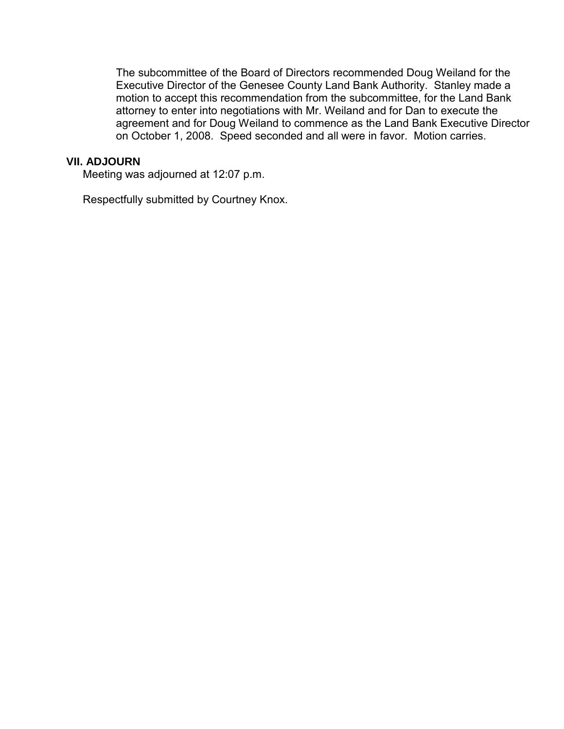The subcommittee of the Board of Directors recommended Doug Weiland for the Executive Director of the Genesee County Land Bank Authority. Stanley made a motion to accept this recommendation from the subcommittee, for the Land Bank attorney to enter into negotiations with Mr. Weiland and for Dan to execute the agreement and for Doug Weiland to commence as the Land Bank Executive Director on October 1, 2008. Speed seconded and all were in favor. Motion carries.

**VII. ADJOURN**

Meeting was adjourned at 12:07 p.m.

Respectfully submitted by Courtney Knox.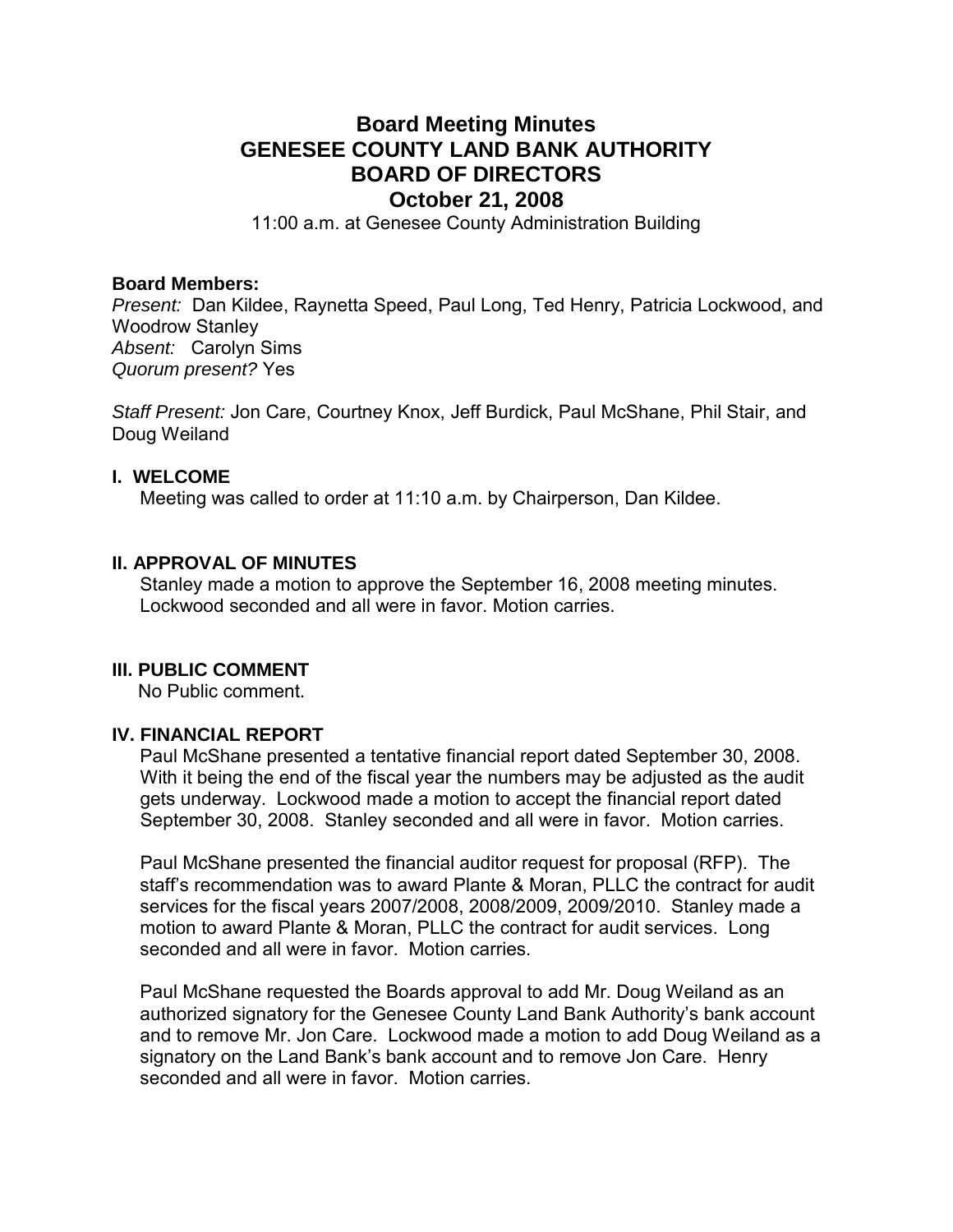# Board Meeting Minutes
# GENESEE COUNTY LAND BANK AUTHORITY
# BOARD OF DIRECTORS
# October 21, 2008

11:00 a.m. at Genesee County Administration Building

**Board Members:**
*Present:* Dan Kildee, Raynetta Speed, Paul Long, Ted Henry, Patricia Lockwood, and Woodrow Stanley
*Absent:* Carolyn Sims
*Quorum present?* Yes

*Staff Present:* Jon Care, Courtney Knox, Jeff Burdick, Paul McShane, Phil Stair, and Doug Weiland

## I. WELCOME

Meeting was called to order at 11:10 a.m. by Chairperson, Dan Kildee.

## II. APPROVAL OF MINUTES

Stanley made a motion to approve the September 16, 2008 meeting minutes. Lockwood seconded and all were in favor. Motion carries.

## III. PUBLIC COMMENT

No Public comment.

## IV. FINANCIAL REPORT

Paul McShane presented a tentative financial report dated September 30, 2008. With it being the end of the fiscal year the numbers may be adjusted as the audit gets underway. Lockwood made a motion to accept the financial report dated September 30, 2008. Stanley seconded and all were in favor. Motion carries.

Paul McShane presented the financial auditor request for proposal (RFP). The staff's recommendation was to award Plante & Moran, PLLC the contract for audit services for the fiscal years 2007/2008, 2008/2009, 2009/2010. Stanley made a motion to award Plante & Moran, PLLC the contract for audit services. Long seconded and all were in favor. Motion carries.

Paul McShane requested the Boards approval to add Mr. Doug Weiland as an authorized signatory for the Genesee County Land Bank Authority's bank account and to remove Mr. Jon Care. Lockwood made a motion to add Doug Weiland as a signatory on the Land Bank's bank account and to remove Jon Care. Henry seconded and all were in favor. Motion carries.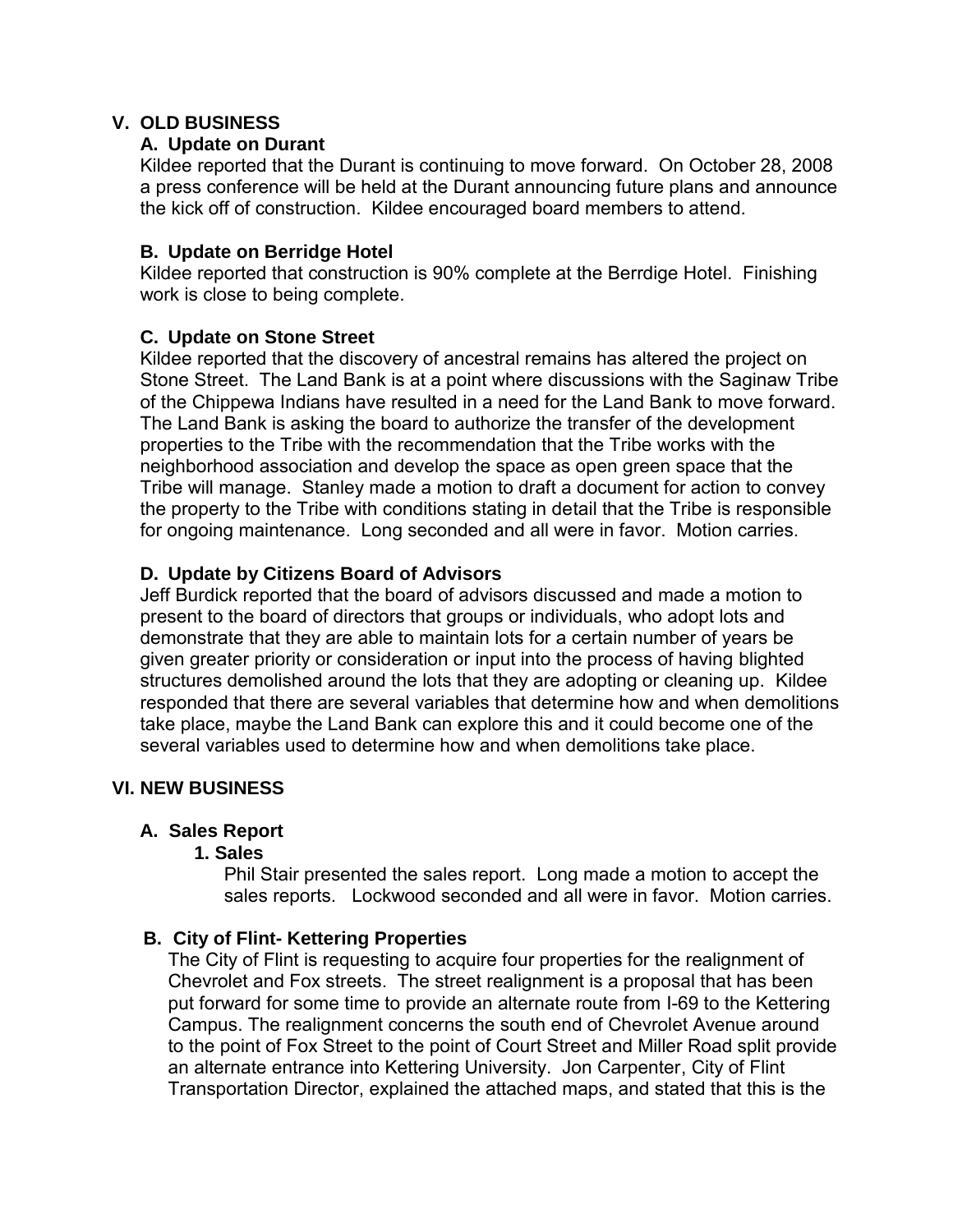## V. OLD BUSINESS

### A. Update on Durant

Kildee reported that the Durant is continuing to move forward. On October 28, 2008 a press conference will be held at the Durant announcing future plans and announce the kick off of construction. Kildee encouraged board members to attend.

### B. Update on Berridge Hotel

Kildee reported that construction is 90% complete at the Berrdige Hotel. Finishing work is close to being complete.

### C. Update on Stone Street

Kildee reported that the discovery of ancestral remains has altered the project on Stone Street. The Land Bank is at a point where discussions with the Saginaw Tribe of the Chippewa Indians have resulted in a need for the Land Bank to move forward. The Land Bank is asking the board to authorize the transfer of the development properties to the Tribe with the recommendation that the Tribe works with the neighborhood association and develop the space as open green space that the Tribe will manage. Stanley made a motion to draft a document for action to convey the property to the Tribe with conditions stating in detail that the Tribe is responsible for ongoing maintenance. Long seconded and all were in favor. Motion carries.

### D. Update by Citizens Board of Advisors

Jeff Burdick reported that the board of advisors discussed and made a motion to present to the board of directors that groups or individuals, who adopt lots and demonstrate that they are able to maintain lots for a certain number of years be given greater priority or consideration or input into the process of having blighted structures demolished around the lots that they are adopting or cleaning up. Kildee responded that there are several variables that determine how and when demolitions take place, maybe the Land Bank can explore this and it could become one of the several variables used to determine how and when demolitions take place.

## VI. NEW BUSINESS

### A. Sales Report

#### 1. Sales

Phil Stair presented the sales report. Long made a motion to accept the sales reports. Lockwood seconded and all were in favor. Motion carries.

### B. City of Flint- Kettering Properties

The City of Flint is requesting to acquire four properties for the realignment of Chevrolet and Fox streets. The street realignment is a proposal that has been put forward for some time to provide an alternate route from I-69 to the Kettering Campus. The realignment concerns the south end of Chevrolet Avenue around to the point of Fox Street to the point of Court Street and Miller Road split provide an alternate entrance into Kettering University. Jon Carpenter, City of Flint Transportation Director, explained the attached maps, and stated that this is the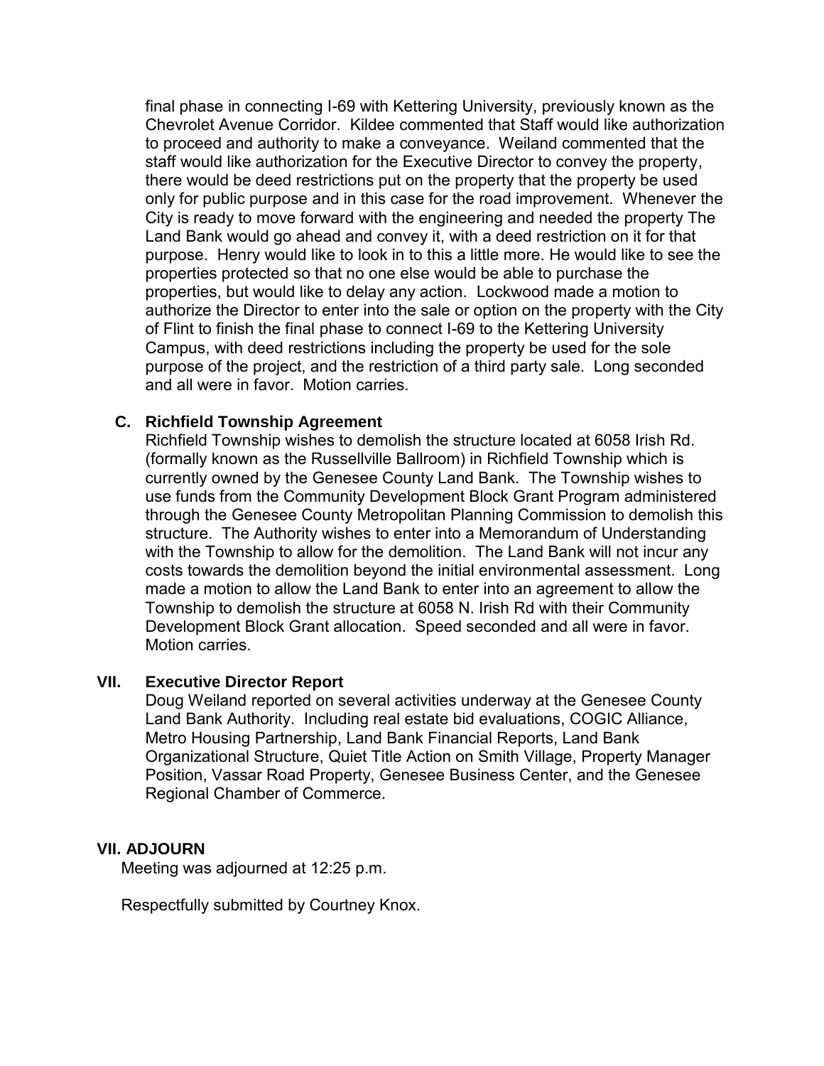final phase in connecting I-69 with Kettering University, previously known as the Chevrolet Avenue Corridor. Kildee commented that Staff would like authorization to proceed and authority to make a conveyance. Weiland commented that the staff would like authorization for the Executive Director to convey the property, there would be deed restrictions put on the property that the property be used only for public purpose and in this case for the road improvement. Whenever the City is ready to move forward with the engineering and needed the property The Land Bank would go ahead and convey it, with a deed restriction on it for that purpose. Henry would like to look in to this a little more. He would like to see the properties protected so that no one else would be able to purchase the properties, but would like to delay any action. Lockwood made a motion to authorize the Director to enter into the sale or option on the property with the City of Flint to finish the final phase to connect I-69 to the Kettering University Campus, with deed restrictions including the property be used for the sole purpose of the project, and the restriction of a third party sale. Long seconded and all were in favor. Motion carries.

**C. Richfield Township Agreement**

Richfield Township wishes to demolish the structure located at 6058 Irish Rd. (formally known as the Russellville Ballroom) in Richfield Township which is currently owned by the Genesee County Land Bank. The Township wishes to use funds from the Community Development Block Grant Program administered through the Genesee County Metropolitan Planning Commission to demolish this structure. The Authority wishes to enter into a Memorandum of Understanding with the Township to allow for the demolition. The Land Bank will not incur any costs towards the demolition beyond the initial environmental assessment. Long made a motion to allow the Land Bank to enter into an agreement to allow the Township to demolish the structure at 6058 N. Irish Rd with their Community Development Block Grant allocation. Speed seconded and all were in favor. Motion carries.

## VII. Executive Director Report

Doug Weiland reported on several activities underway at the Genesee County Land Bank Authority. Including real estate bid evaluations, COGIC Alliance, Metro Housing Partnership, Land Bank Financial Reports, Land Bank Organizational Structure, Quiet Title Action on Smith Village, Property Manager Position, Vassar Road Property, Genesee Business Center, and the Genesee Regional Chamber of Commerce.

## VII. ADJOURN

Meeting was adjourned at 12:25 p.m.

Respectfully submitted by Courtney Knox.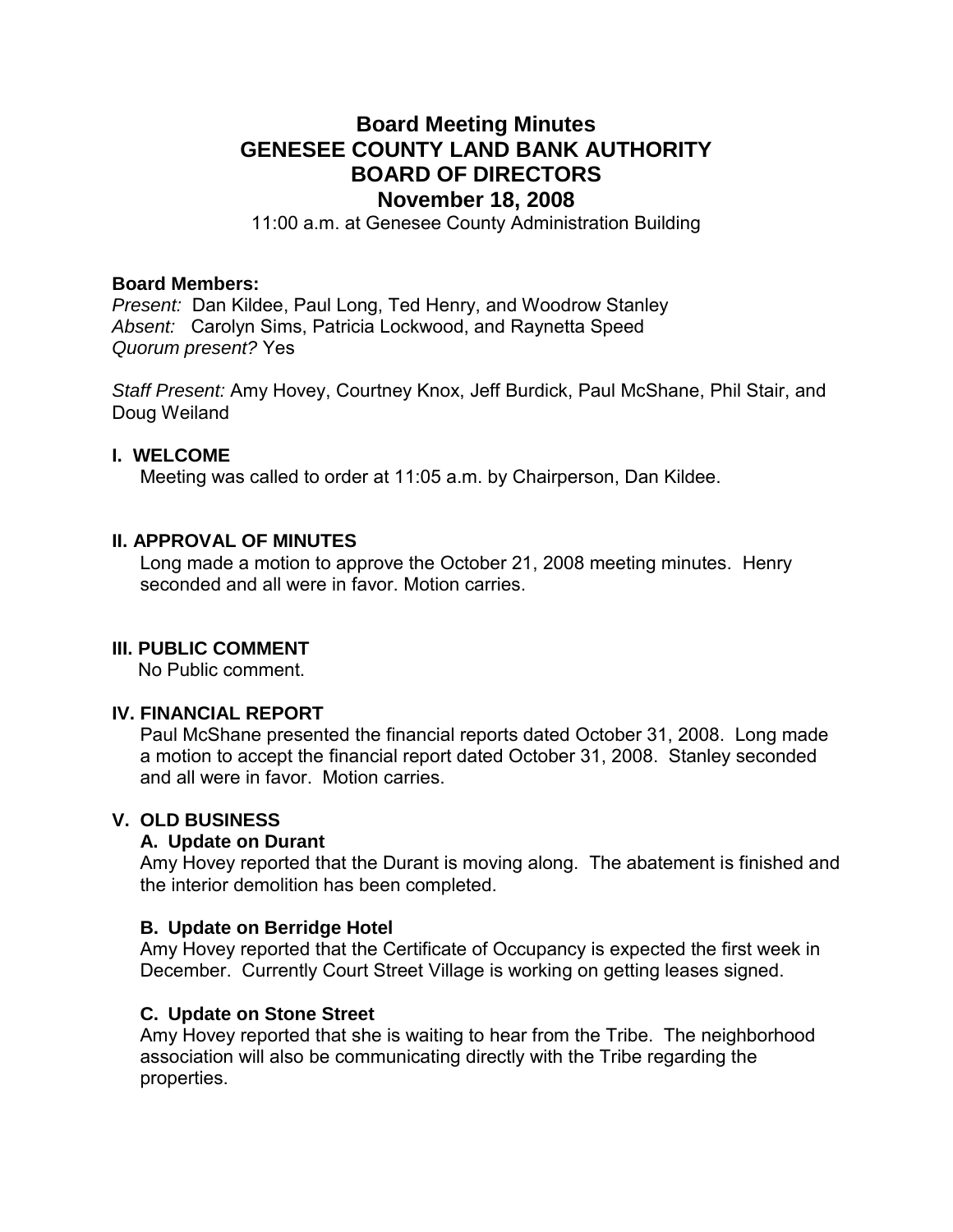# Board Meeting Minutes
# GENESEE COUNTY LAND BANK AUTHORITY
# BOARD OF DIRECTORS
# November 18, 2008

11:00 a.m. at Genesee County Administration Building

**Board Members:**
*Present:* Dan Kildee, Paul Long, Ted Henry, and Woodrow Stanley
*Absent:* Carolyn Sims, Patricia Lockwood, and Raynetta Speed
*Quorum present?* Yes

*Staff Present:* Amy Hovey, Courtney Knox, Jeff Burdick, Paul McShane, Phil Stair, and Doug Weiland

## I. WELCOME

Meeting was called to order at 11:05 a.m. by Chairperson, Dan Kildee.

## II. APPROVAL OF MINUTES

Long made a motion to approve the October 21, 2008 meeting minutes. Henry seconded and all were in favor. Motion carries.

## III. PUBLIC COMMENT

No Public comment.

## IV. FINANCIAL REPORT

Paul McShane presented the financial reports dated October 31, 2008. Long made a motion to accept the financial report dated October 31, 2008. Stanley seconded and all were in favor. Motion carries.

## V. OLD BUSINESS

### A. Update on Durant

Amy Hovey reported that the Durant is moving along. The abatement is finished and the interior demolition has been completed.

### B. Update on Berridge Hotel

Amy Hovey reported that the Certificate of Occupancy is expected the first week in December. Currently Court Street Village is working on getting leases signed.

### C. Update on Stone Street

Amy Hovey reported that she is waiting to hear from the Tribe. The neighborhood association will also be communicating directly with the Tribe regarding the properties.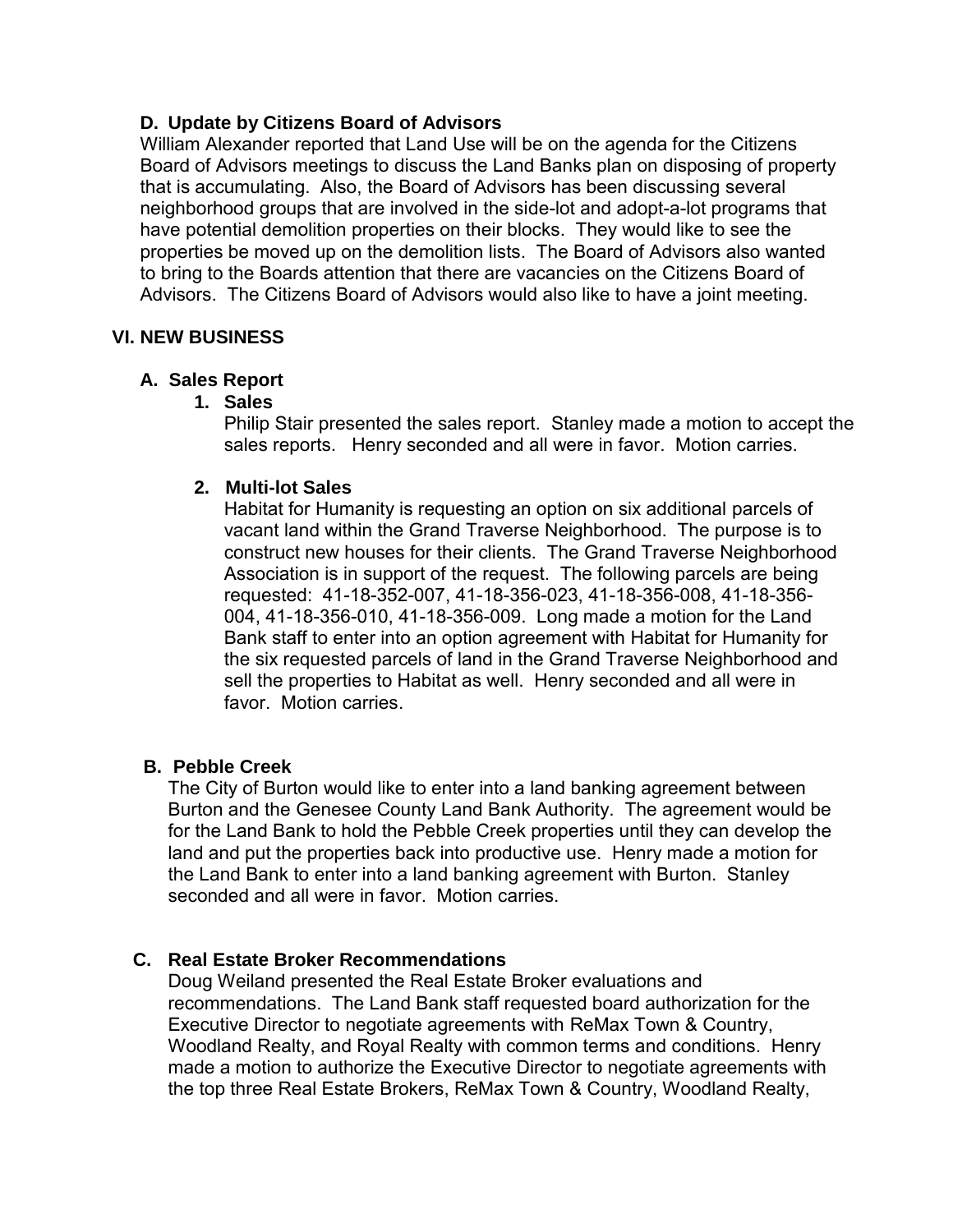### D. Update by Citizens Board of Advisors

William Alexander reported that Land Use will be on the agenda for the Citizens Board of Advisors meetings to discuss the Land Banks plan on disposing of property that is accumulating. Also, the Board of Advisors has been discussing several neighborhood groups that are involved in the side-lot and adopt-a-lot programs that have potential demolition properties on their blocks. They would like to see the properties be moved up on the demolition lists. The Board of Advisors also wanted to bring to the Boards attention that there are vacancies on the Citizens Board of Advisors. The Citizens Board of Advisors would also like to have a joint meeting.

## VI. NEW BUSINESS

### A. Sales Report

**1. Sales**

Philip Stair presented the sales report. Stanley made a motion to accept the sales reports. Henry seconded and all were in favor. Motion carries.

**2. Multi-lot Sales**

Habitat for Humanity is requesting an option on six additional parcels of vacant land within the Grand Traverse Neighborhood. The purpose is to construct new houses for their clients. The Grand Traverse Neighborhood Association is in support of the request. The following parcels are being requested: 41-18-352-007, 41-18-356-023, 41-18-356-008, 41-18-356-004, 41-18-356-010, 41-18-356-009. Long made a motion for the Land Bank staff to enter into an option agreement with Habitat for Humanity for the six requested parcels of land in the Grand Traverse Neighborhood and sell the properties to Habitat as well. Henry seconded and all were in favor. Motion carries.

### B. Pebble Creek

The City of Burton would like to enter into a land banking agreement between Burton and the Genesee County Land Bank Authority. The agreement would be for the Land Bank to hold the Pebble Creek properties until they can develop the land and put the properties back into productive use. Henry made a motion for the Land Bank to enter into a land banking agreement with Burton. Stanley seconded and all were in favor. Motion carries.

### C. Real Estate Broker Recommendations

Doug Weiland presented the Real Estate Broker evaluations and recommendations. The Land Bank staff requested board authorization for the Executive Director to negotiate agreements with ReMax Town & Country, Woodland Realty, and Royal Realty with common terms and conditions. Henry made a motion to authorize the Executive Director to negotiate agreements with the top three Real Estate Brokers, ReMax Town & Country, Woodland Realty,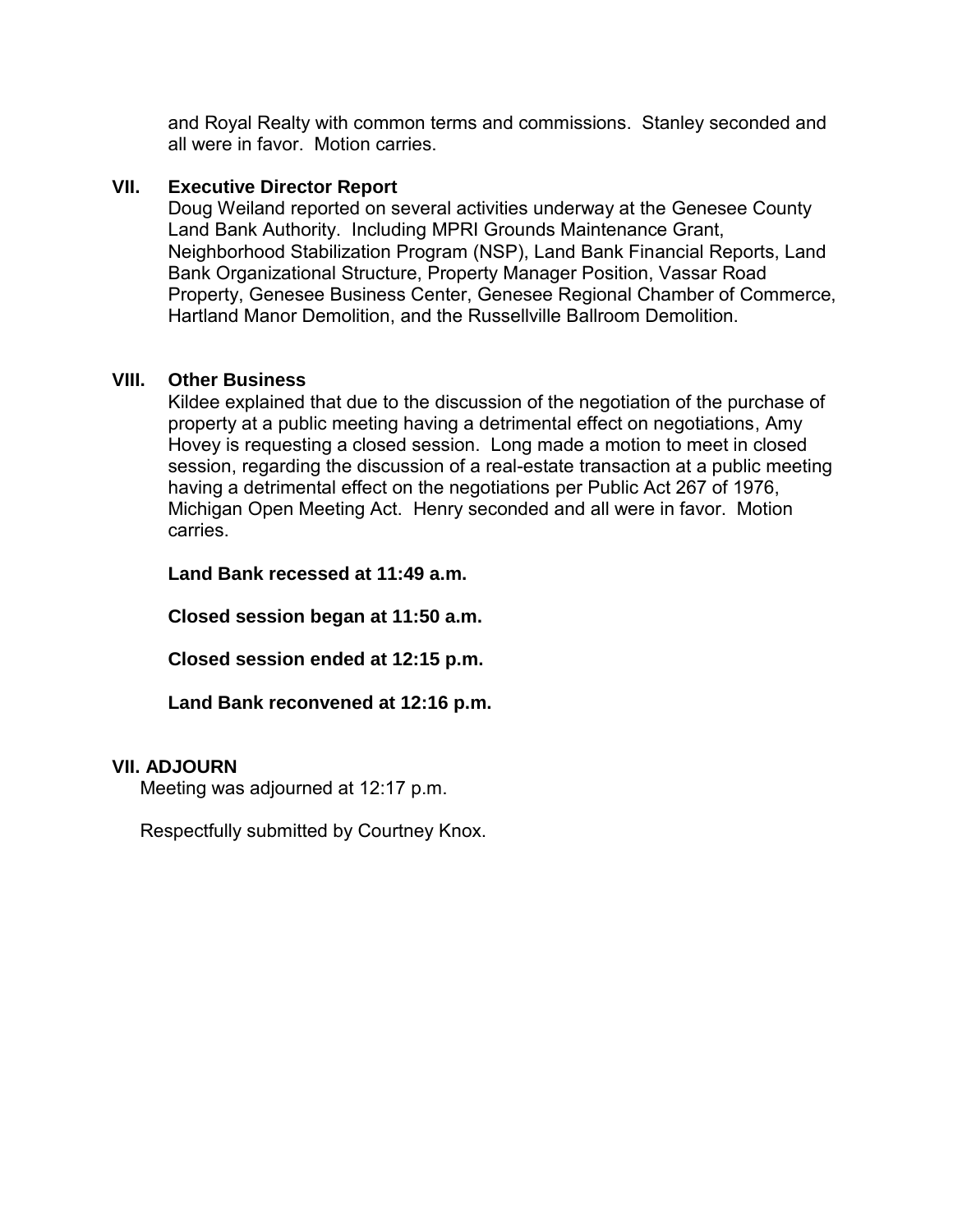and Royal Realty with common terms and commissions. Stanley seconded and all were in favor. Motion carries.

## VII. Executive Director Report

Doug Weiland reported on several activities underway at the Genesee County Land Bank Authority. Including MPRI Grounds Maintenance Grant, Neighborhood Stabilization Program (NSP), Land Bank Financial Reports, Land Bank Organizational Structure, Property Manager Position, Vassar Road Property, Genesee Business Center, Genesee Regional Chamber of Commerce, Hartland Manor Demolition, and the Russellville Ballroom Demolition.

## VIII. Other Business

Kildee explained that due to the discussion of the negotiation of the purchase of property at a public meeting having a detrimental effect on negotiations, Amy Hovey is requesting a closed session. Long made a motion to meet in closed session, regarding the discussion of a real-estate transaction at a public meeting having a detrimental effect on the negotiations per Public Act 267 of 1976, Michigan Open Meeting Act. Henry seconded and all were in favor. Motion carries.

**Land Bank recessed at 11:49 a.m.**

**Closed session began at 11:50 a.m.**

**Closed session ended at 12:15 p.m.**

**Land Bank reconvened at 12:16 p.m.**

## VII. ADJOURN

Meeting was adjourned at 12:17 p.m.

Respectfully submitted by Courtney Knox.